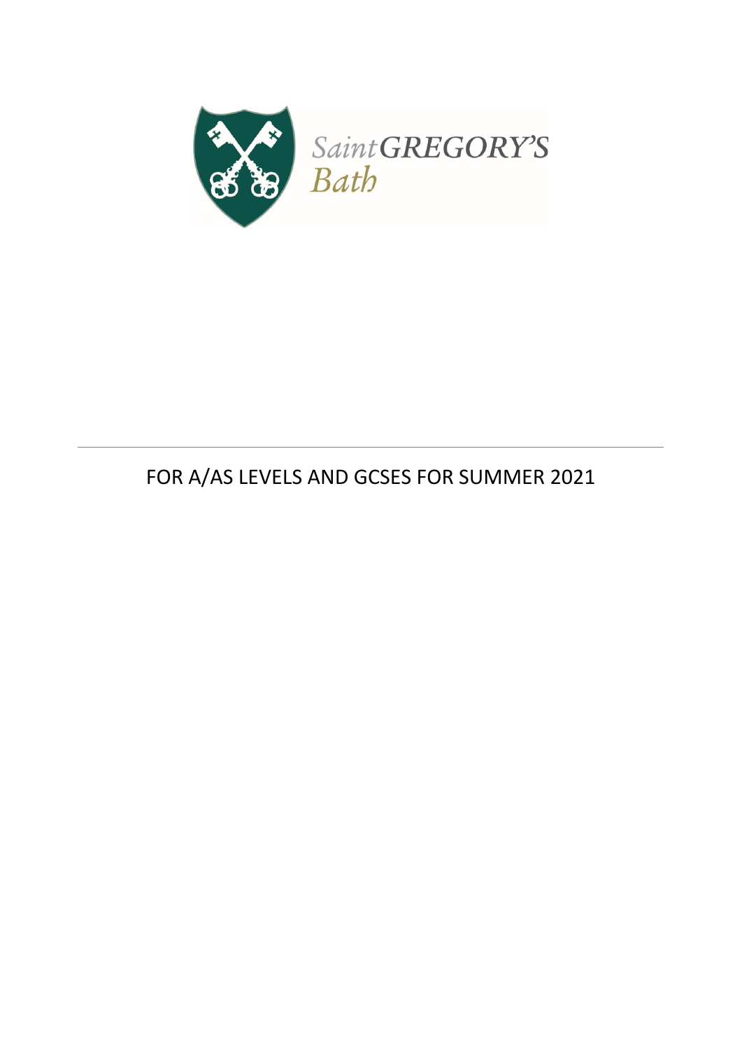Saint GREGORY'S
Bath

---

FOR A/AS LEVELS AND GCSES FOR SUMMER 2021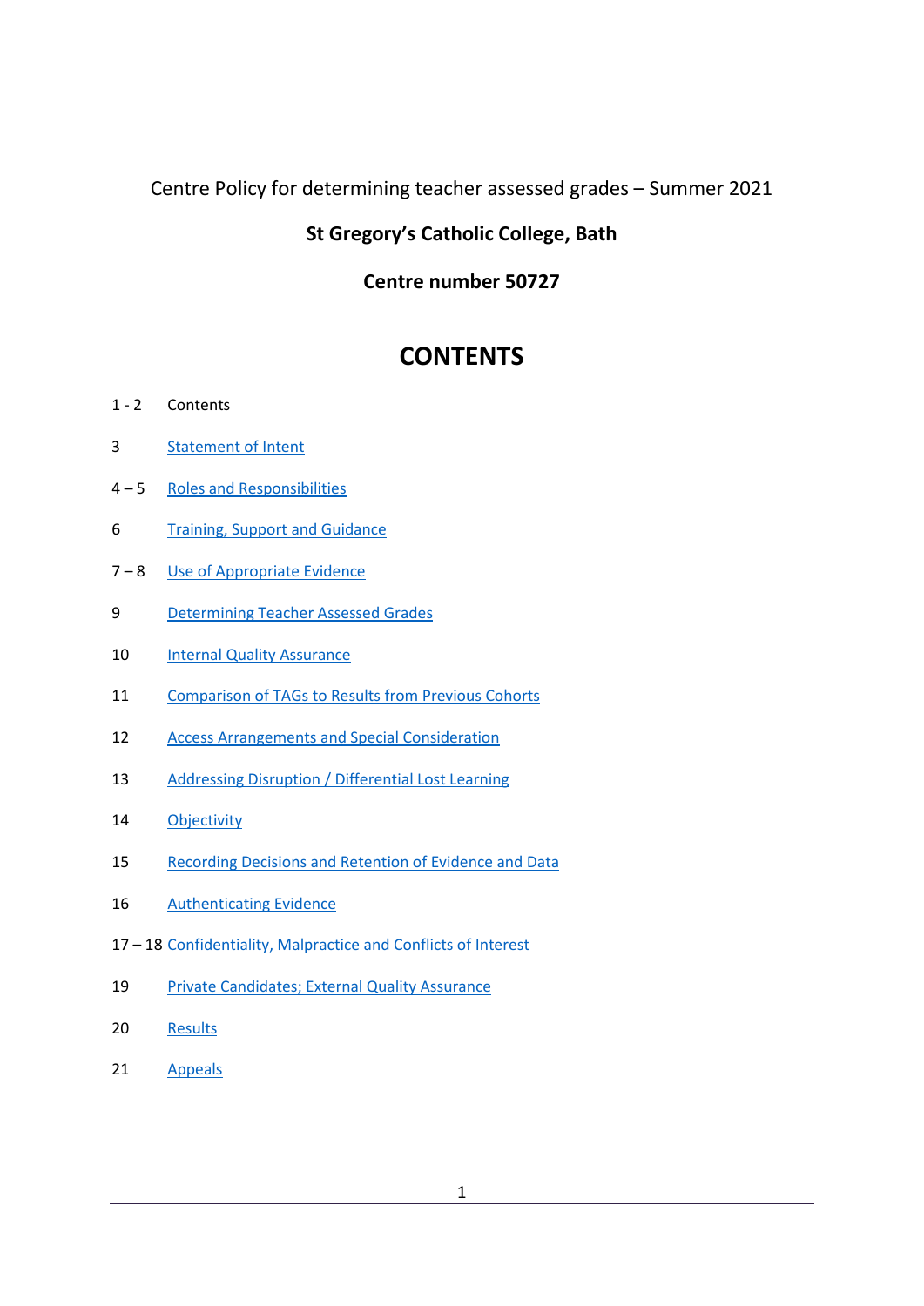Centre Policy for determining teacher assessed grades – Summer 2021

**St Gregory's Catholic College, Bath**

**Centre number 50727**

# CONTENTS

| | |
|---|---|
| 1 - 2 | Contents |
| 3 | Statement of Intent |
| 4 – 5 | Roles and Responsibilities |
| 6 | Training, Support and Guidance |
| 7 – 8 | Use of Appropriate Evidence |
| 9 | Determining Teacher Assessed Grades |
| 10 | Internal Quality Assurance |
| 11 | Comparison of TAGs to Results from Previous Cohorts |
| 12 | Access Arrangements and Special Consideration |
| 13 | Addressing Disruption / Differential Lost Learning |
| 14 | Objectivity |
| 15 | Recording Decisions and Retention of Evidence and Data |
| 16 | Authenticating Evidence |
| 17 – 18 | Confidentiality, Malpractice and Conflicts of Interest |
| 19 | Private Candidates; External Quality Assurance |
| 20 | Results |
| 21 | Appeals |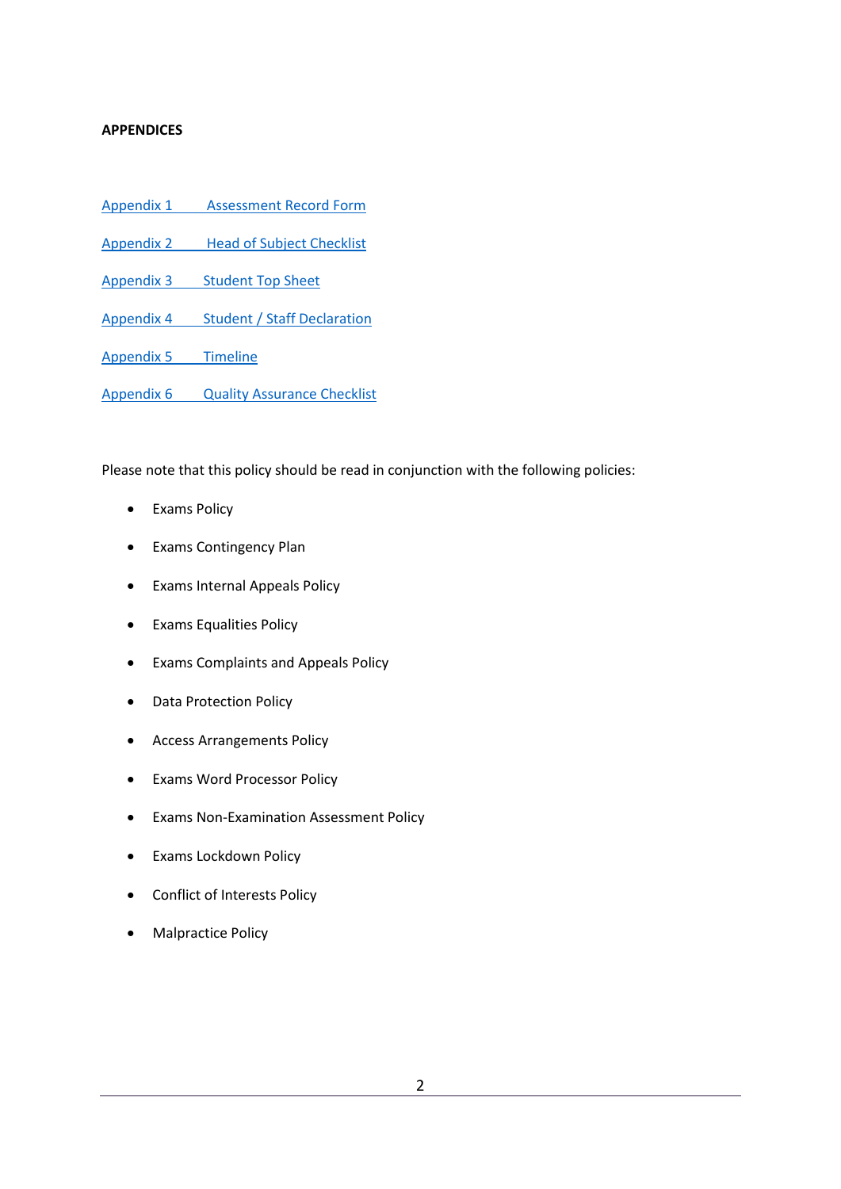**APPENDICES**

Appendix 1 Assessment Record Form

Appendix 2 Head of Subject Checklist

Appendix 3 Student Top Sheet

Appendix 4 Student / Staff Declaration

Appendix 5 Timeline

Appendix 6 Quality Assurance Checklist

Please note that this policy should be read in conjunction with the following policies:

- Exams Policy
- Exams Contingency Plan
- Exams Internal Appeals Policy
- Exams Equalities Policy
- Exams Complaints and Appeals Policy
- Data Protection Policy
- Access Arrangements Policy
- Exams Word Processor Policy
- Exams Non-Examination Assessment Policy
- Exams Lockdown Policy
- Conflict of Interests Policy
- Malpractice Policy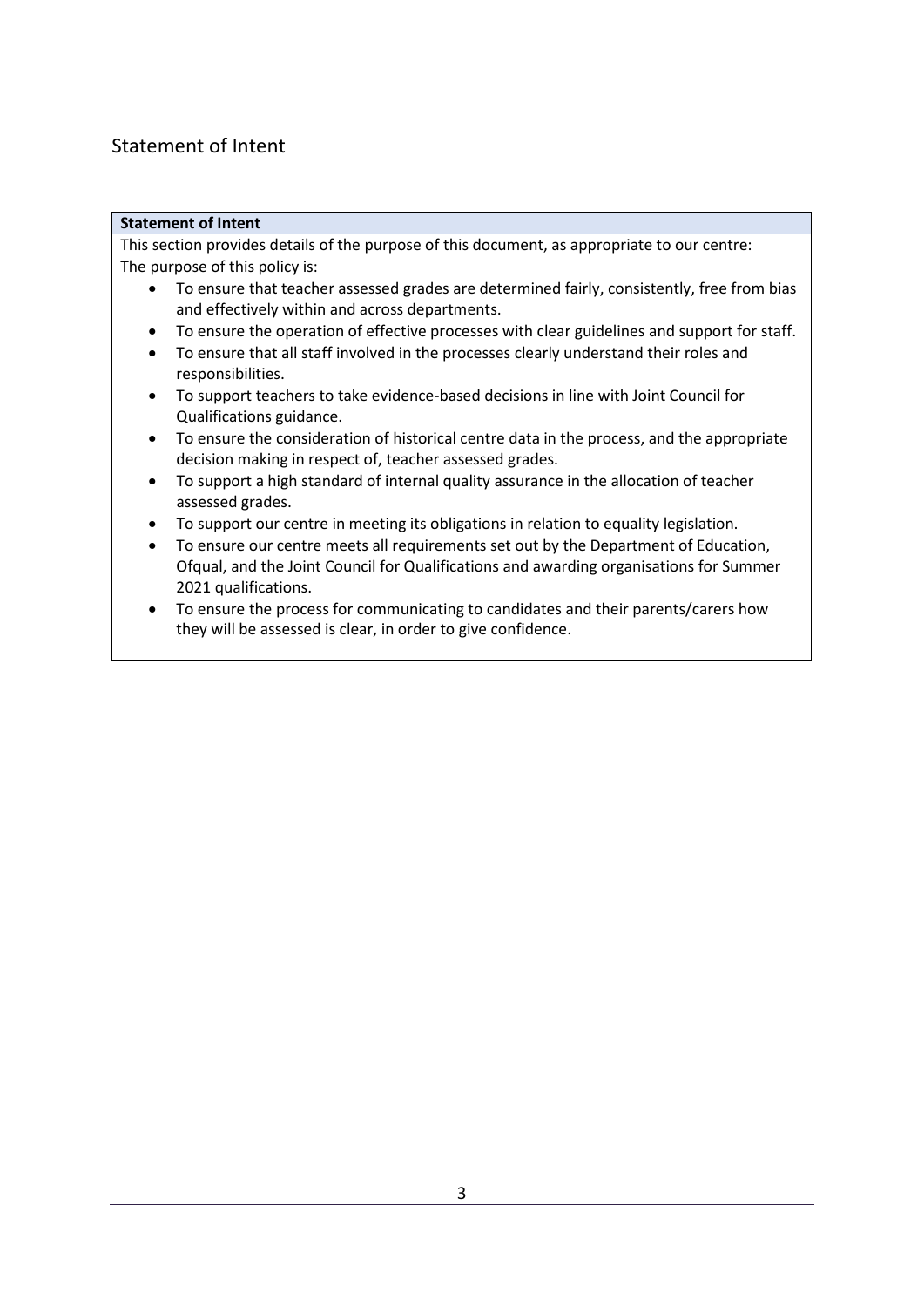## Statement of Intent

| Statement of Intent |
| --- |
| This section provides details of the purpose of this document, as appropriate to our centre:<br>The purpose of this policy is:<br>• To ensure that teacher assessed grades are determined fairly, consistently, free from bias and effectively within and across departments.<br>• To ensure the operation of effective processes with clear guidelines and support for staff.<br>• To ensure that all staff involved in the processes clearly understand their roles and responsibilities.<br>• To support teachers to take evidence-based decisions in line with Joint Council for Qualifications guidance.<br>• To ensure the consideration of historical centre data in the process, and the appropriate decision making in respect of, teacher assessed grades.<br>• To support a high standard of internal quality assurance in the allocation of teacher assessed grades.<br>• To support our centre in meeting its obligations in relation to equality legislation.<br>• To ensure our centre meets all requirements set out by the Department of Education, Ofqual, and the Joint Council for Qualifications and awarding organisations for Summer 2021 qualifications.<br>• To ensure the process for communicating to candidates and their parents/carers how they will be assessed is clear, in order to give confidence. |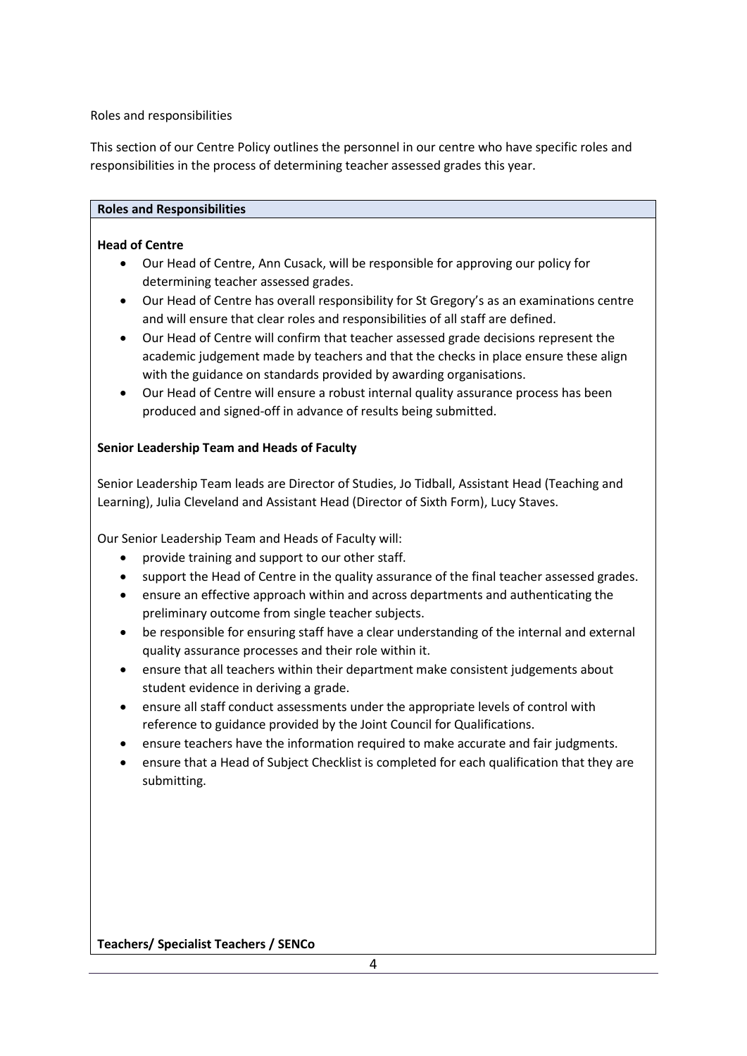Roles and responsibilities

This section of our Centre Policy outlines the personnel in our centre who have specific roles and responsibilities in the process of determining teacher assessed grades this year.

**Roles and Responsibilities**

**Head of Centre**

- Our Head of Centre, Ann Cusack, will be responsible for approving our policy for determining teacher assessed grades.
- Our Head of Centre has overall responsibility for St Gregory's as an examinations centre and will ensure that clear roles and responsibilities of all staff are defined.
- Our Head of Centre will confirm that teacher assessed grade decisions represent the academic judgement made by teachers and that the checks in place ensure these align with the guidance on standards provided by awarding organisations.
- Our Head of Centre will ensure a robust internal quality assurance process has been produced and signed-off in advance of results being submitted.

**Senior Leadership Team and Heads of Faculty**

Senior Leadership Team leads are Director of Studies, Jo Tidball, Assistant Head (Teaching and Learning), Julia Cleveland and Assistant Head (Director of Sixth Form), Lucy Staves.

Our Senior Leadership Team and Heads of Faculty will:

- provide training and support to our other staff.
- support the Head of Centre in the quality assurance of the final teacher assessed grades.
- ensure an effective approach within and across departments and authenticating the preliminary outcome from single teacher subjects.
- be responsible for ensuring staff have a clear understanding of the internal and external quality assurance processes and their role within it.
- ensure that all teachers within their department make consistent judgements about student evidence in deriving a grade.
- ensure all staff conduct assessments under the appropriate levels of control with reference to guidance provided by the Joint Council for Qualifications.
- ensure teachers have the information required to make accurate and fair judgments.
- ensure that a Head of Subject Checklist is completed for each qualification that they are submitting.

**Teachers/ Specialist Teachers / SENCo**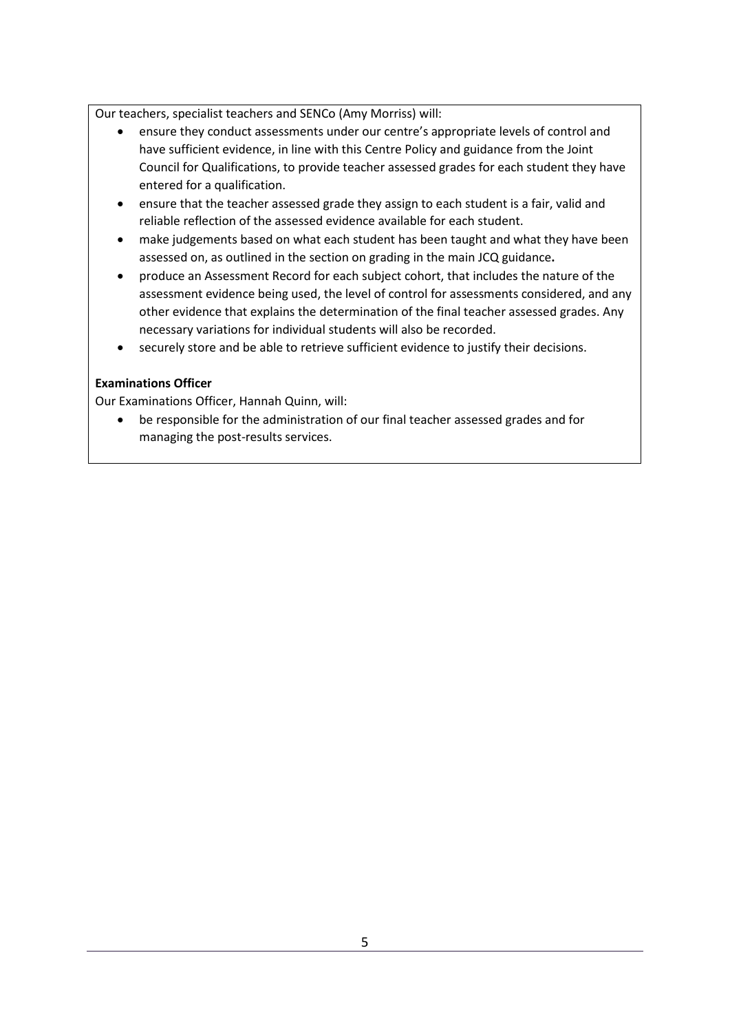Our teachers, specialist teachers and SENCo (Amy Morriss) will:

- ensure they conduct assessments under our centre's appropriate levels of control and have sufficient evidence, in line with this Centre Policy and guidance from the Joint Council for Qualifications, to provide teacher assessed grades for each student they have entered for a qualification.
- ensure that the teacher assessed grade they assign to each student is a fair, valid and reliable reflection of the assessed evidence available for each student.
- make judgements based on what each student has been taught and what they have been assessed on, as outlined in the section on grading in the main JCQ guidance**.**
- produce an Assessment Record for each subject cohort, that includes the nature of the assessment evidence being used, the level of control for assessments considered, and any other evidence that explains the determination of the final teacher assessed grades. Any necessary variations for individual students will also be recorded.
- securely store and be able to retrieve sufficient evidence to justify their decisions.

**Examinations Officer**

Our Examinations Officer, Hannah Quinn, will:

- be responsible for the administration of our final teacher assessed grades and for managing the post-results services.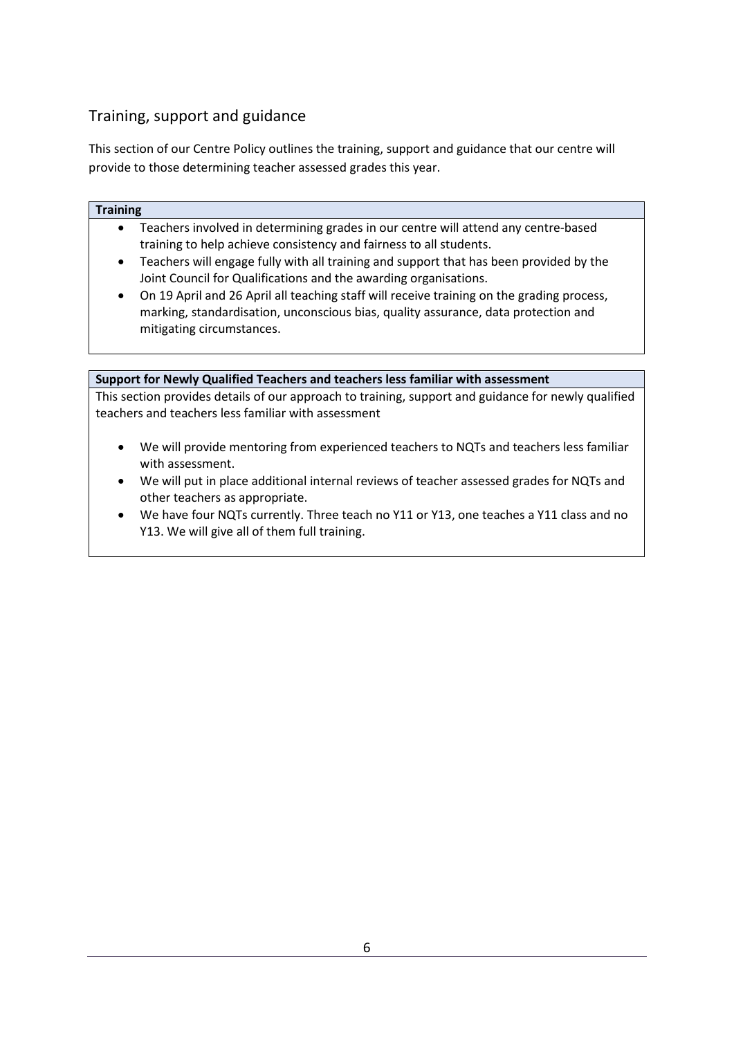## Training, support and guidance

This section of our Centre Policy outlines the training, support and guidance that our centre will provide to those determining teacher assessed grades this year.

**Training**

- Teachers involved in determining grades in our centre will attend any centre-based training to help achieve consistency and fairness to all students.
- Teachers will engage fully with all training and support that has been provided by the Joint Council for Qualifications and the awarding organisations.
- On 19 April and 26 April all teaching staff will receive training on the grading process, marking, standardisation, unconscious bias, quality assurance, data protection and mitigating circumstances.

**Support for Newly Qualified Teachers and teachers less familiar with assessment**

This section provides details of our approach to training, support and guidance for newly qualified teachers and teachers less familiar with assessment

- We will provide mentoring from experienced teachers to NQTs and teachers less familiar with assessment.
- We will put in place additional internal reviews of teacher assessed grades for NQTs and other teachers as appropriate.
- We have four NQTs currently. Three teach no Y11 or Y13, one teaches a Y11 class and no Y13. We will give all of them full training.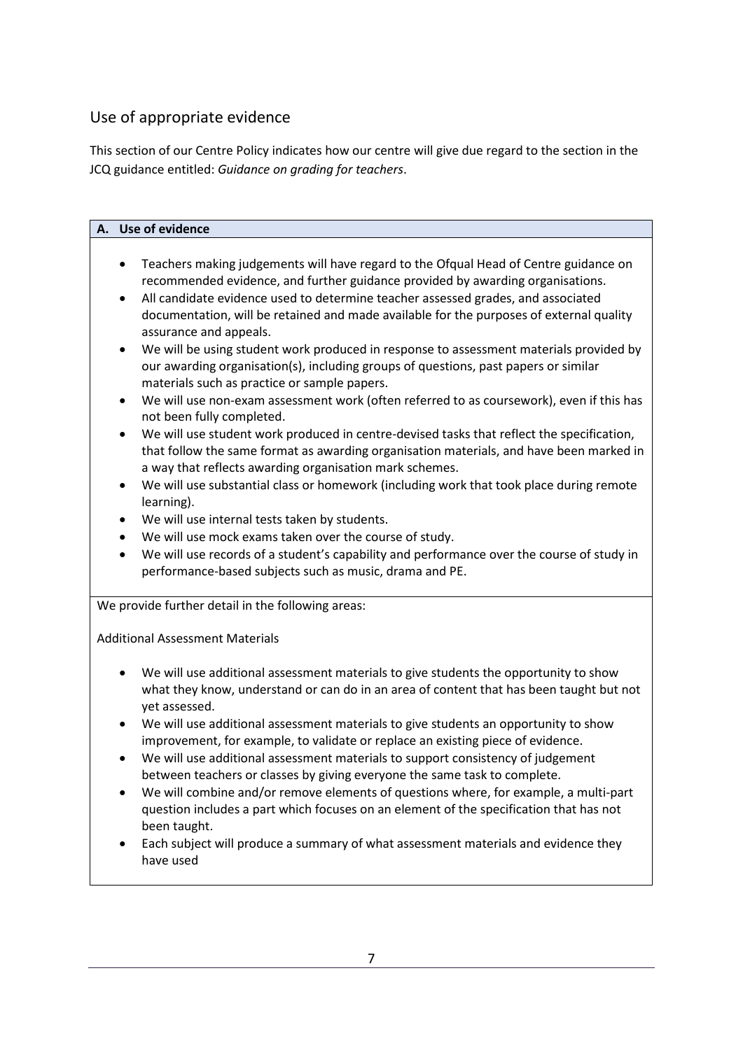## Use of appropriate evidence

This section of our Centre Policy indicates how our centre will give due regard to the section in the JCQ guidance entitled: *Guidance on grading for teachers*.

### A. Use of evidence

- Teachers making judgements will have regard to the Ofqual Head of Centre guidance on recommended evidence, and further guidance provided by awarding organisations.
- All candidate evidence used to determine teacher assessed grades, and associated documentation, will be retained and made available for the purposes of external quality assurance and appeals.
- We will be using student work produced in response to assessment materials provided by our awarding organisation(s), including groups of questions, past papers or similar materials such as practice or sample papers.
- We will use non-exam assessment work (often referred to as coursework), even if this has not been fully completed.
- We will use student work produced in centre-devised tasks that reflect the specification, that follow the same format as awarding organisation materials, and have been marked in a way that reflects awarding organisation mark schemes.
- We will use substantial class or homework (including work that took place during remote learning).
- We will use internal tests taken by students.
- We will use mock exams taken over the course of study.
- We will use records of a student's capability and performance over the course of study in performance-based subjects such as music, drama and PE.

We provide further detail in the following areas:

Additional Assessment Materials

- We will use additional assessment materials to give students the opportunity to show what they know, understand or can do in an area of content that has been taught but not yet assessed.
- We will use additional assessment materials to give students an opportunity to show improvement, for example, to validate or replace an existing piece of evidence.
- We will use additional assessment materials to support consistency of judgement between teachers or classes by giving everyone the same task to complete.
- We will combine and/or remove elements of questions where, for example, a multi-part question includes a part which focuses on an element of the specification that has not been taught.
- Each subject will produce a summary of what assessment materials and evidence they have used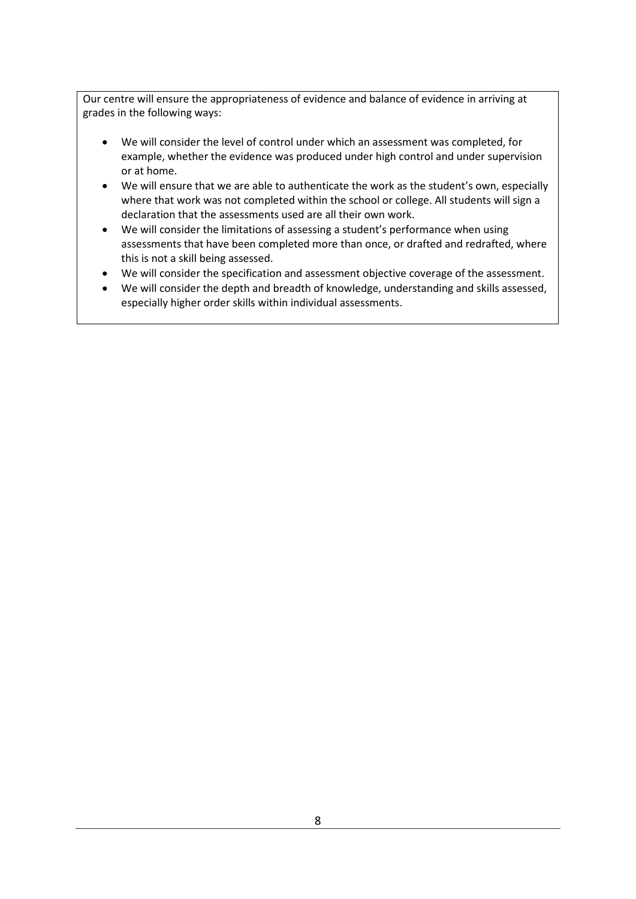Our centre will ensure the appropriateness of evidence and balance of evidence in arriving at grades in the following ways:

- We will consider the level of control under which an assessment was completed, for example, whether the evidence was produced under high control and under supervision or at home.
- We will ensure that we are able to authenticate the work as the student's own, especially where that work was not completed within the school or college. All students will sign a declaration that the assessments used are all their own work.
- We will consider the limitations of assessing a student's performance when using assessments that have been completed more than once, or drafted and redrafted, where this is not a skill being assessed.
- We will consider the specification and assessment objective coverage of the assessment.
- We will consider the depth and breadth of knowledge, understanding and skills assessed, especially higher order skills within individual assessments.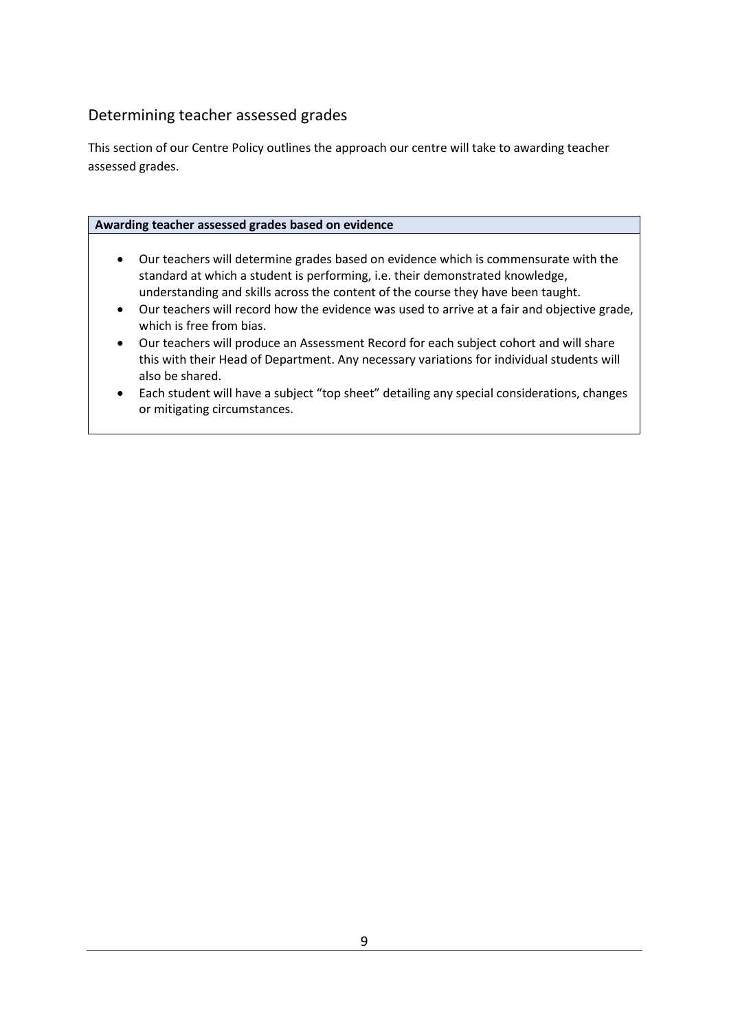## Determining teacher assessed grades

This section of our Centre Policy outlines the approach our centre will take to awarding teacher assessed grades.

| **Awarding teacher assessed grades based on evidence** |
|---|
| • Our teachers will determine grades based on evidence which is commensurate with the standard at which a student is performing, i.e. their demonstrated knowledge, understanding and skills across the content of the course they have been taught.<br>• Our teachers will record how the evidence was used to arrive at a fair and objective grade, which is free from bias.<br>• Our teachers will produce an Assessment Record for each subject cohort and will share this with their Head of Department. Any necessary variations for individual students will also be shared.<br>• Each student will have a subject "top sheet" detailing any special considerations, changes or mitigating circumstances. |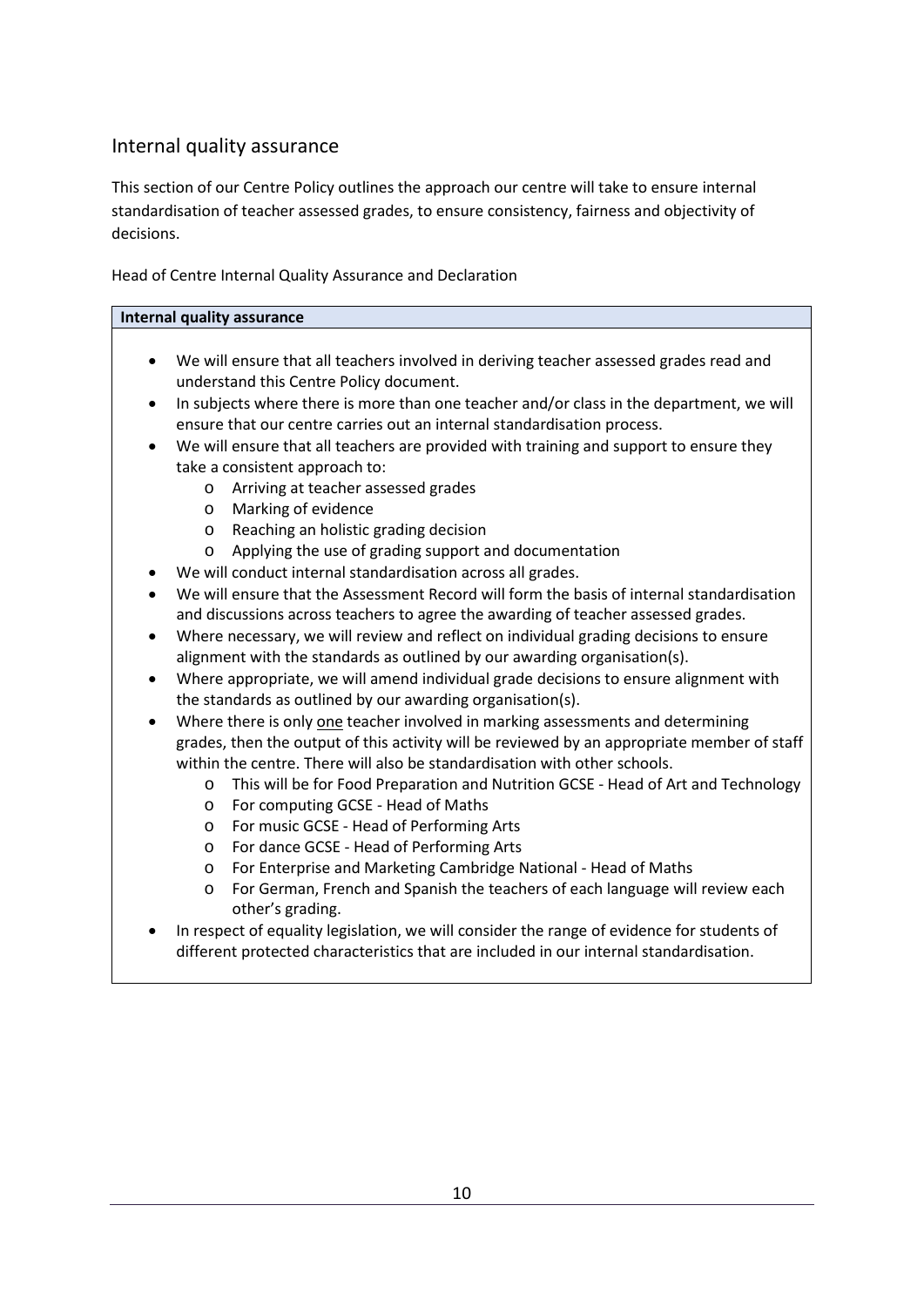## Internal quality assurance

This section of our Centre Policy outlines the approach our centre will take to ensure internal standardisation of teacher assessed grades, to ensure consistency, fairness and objectivity of decisions.

Head of Centre Internal Quality Assurance and Declaration

**Internal quality assurance**

- We will ensure that all teachers involved in deriving teacher assessed grades read and understand this Centre Policy document.
- In subjects where there is more than one teacher and/or class in the department, we will ensure that our centre carries out an internal standardisation process.
- We will ensure that all teachers are provided with training and support to ensure they take a consistent approach to:
  - Arriving at teacher assessed grades
  - Marking of evidence
  - Reaching an holistic grading decision
  - Applying the use of grading support and documentation
- We will conduct internal standardisation across all grades.
- We will ensure that the Assessment Record will form the basis of internal standardisation and discussions across teachers to agree the awarding of teacher assessed grades.
- Where necessary, we will review and reflect on individual grading decisions to ensure alignment with the standards as outlined by our awarding organisation(s).
- Where appropriate, we will amend individual grade decisions to ensure alignment with the standards as outlined by our awarding organisation(s).
- Where there is only one teacher involved in marking assessments and determining grades, then the output of this activity will be reviewed by an appropriate member of staff within the centre. There will also be standardisation with other schools.
  - This will be for Food Preparation and Nutrition GCSE - Head of Art and Technology
  - For computing GCSE - Head of Maths
  - For music GCSE - Head of Performing Arts
  - For dance GCSE - Head of Performing Arts
  - For Enterprise and Marketing Cambridge National - Head of Maths
  - For German, French and Spanish the teachers of each language will review each other's grading.
- In respect of equality legislation, we will consider the range of evidence for students of different protected characteristics that are included in our internal standardisation.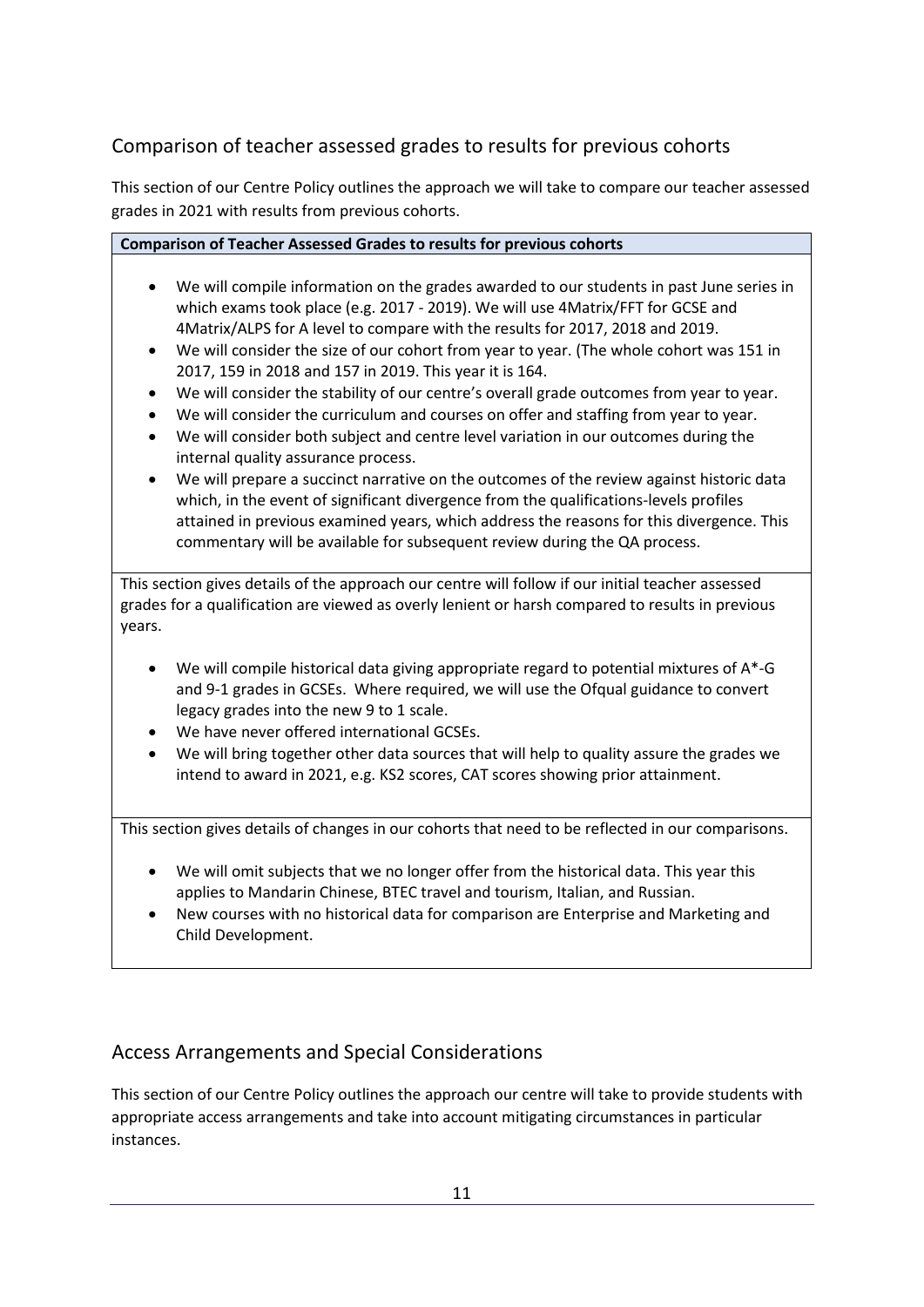## Comparison of teacher assessed grades to results for previous cohorts

This section of our Centre Policy outlines the approach we will take to compare our teacher assessed grades in 2021 with results from previous cohorts.

**Comparison of Teacher Assessed Grades to results for previous cohorts**

- We will compile information on the grades awarded to our students in past June series in which exams took place (e.g. 2017 - 2019). We will use 4Matrix/FFT for GCSE and 4Matrix/ALPS for A level to compare with the results for 2017, 2018 and 2019.
- We will consider the size of our cohort from year to year. (The whole cohort was 151 in 2017, 159 in 2018 and 157 in 2019. This year it is 164.
- We will consider the stability of our centre's overall grade outcomes from year to year.
- We will consider the curriculum and courses on offer and staffing from year to year.
- We will consider both subject and centre level variation in our outcomes during the internal quality assurance process.
- We will prepare a succinct narrative on the outcomes of the review against historic data which, in the event of significant divergence from the qualifications-levels profiles attained in previous examined years, which address the reasons for this divergence. This commentary will be available for subsequent review during the QA process.

This section gives details of the approach our centre will follow if our initial teacher assessed grades for a qualification are viewed as overly lenient or harsh compared to results in previous years.

- We will compile historical data giving appropriate regard to potential mixtures of A*-G and 9-1 grades in GCSEs. Where required, we will use the Ofqual guidance to convert legacy grades into the new 9 to 1 scale.
- We have never offered international GCSEs.
- We will bring together other data sources that will help to quality assure the grades we intend to award in 2021, e.g. KS2 scores, CAT scores showing prior attainment.

This section gives details of changes in our cohorts that need to be reflected in our comparisons.

- We will omit subjects that we no longer offer from the historical data. This year this applies to Mandarin Chinese, BTEC travel and tourism, Italian, and Russian.
- New courses with no historical data for comparison are Enterprise and Marketing and Child Development.

## Access Arrangements and Special Considerations

This section of our Centre Policy outlines the approach our centre will take to provide students with appropriate access arrangements and take into account mitigating circumstances in particular instances.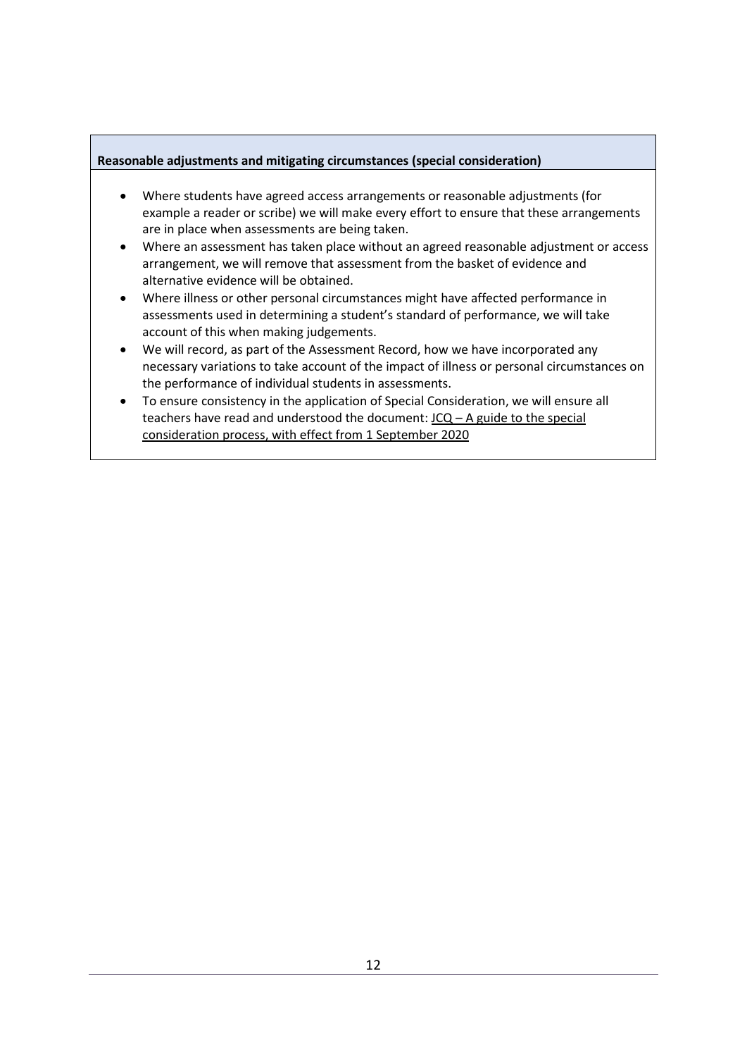**Reasonable adjustments and mitigating circumstances (special consideration)**

- Where students have agreed access arrangements or reasonable adjustments (for example a reader or scribe) we will make every effort to ensure that these arrangements are in place when assessments are being taken.
- Where an assessment has taken place without an agreed reasonable adjustment or access arrangement, we will remove that assessment from the basket of evidence and alternative evidence will be obtained.
- Where illness or other personal circumstances might have affected performance in assessments used in determining a student's standard of performance, we will take account of this when making judgements.
- We will record, as part of the Assessment Record, how we have incorporated any necessary variations to take account of the impact of illness or personal circumstances on the performance of individual students in assessments.
- To ensure consistency in the application of Special Consideration, we will ensure all teachers have read and understood the document: JCQ – A guide to the special consideration process, with effect from 1 September 2020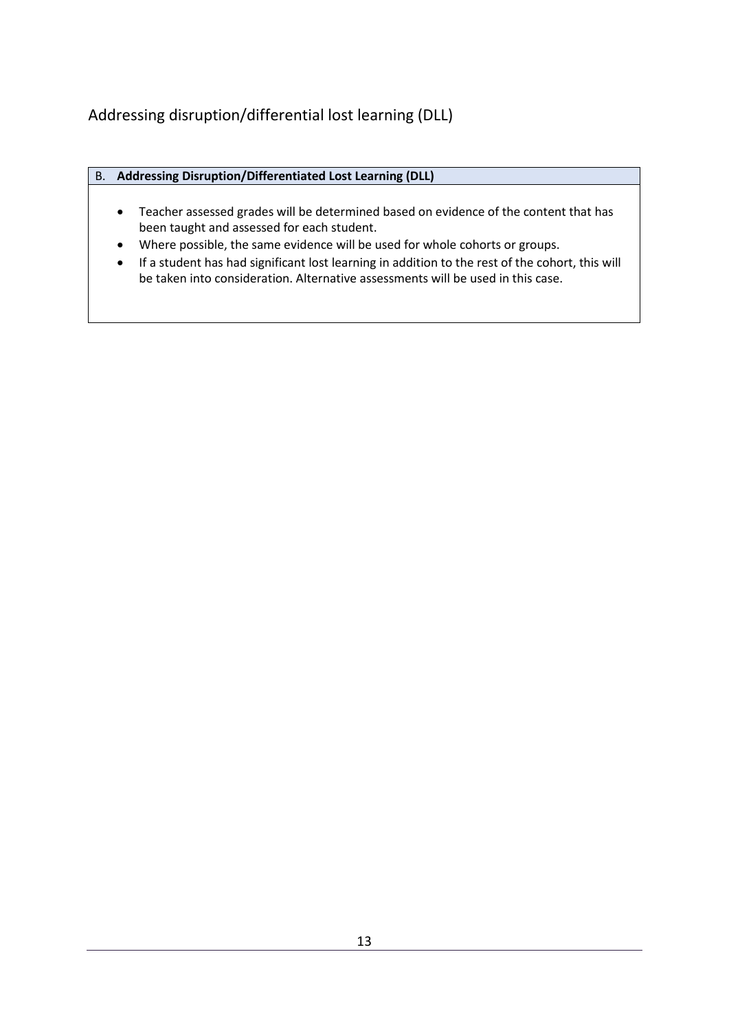## Addressing disruption/differential lost learning (DLL)

| B. **Addressing Disruption/Differentiated Lost Learning (DLL)** |
|---|
| • Teacher assessed grades will be determined based on evidence of the content that has been taught and assessed for each student.<br>• Where possible, the same evidence will be used for whole cohorts or groups.<br>• If a student has had significant lost learning in addition to the rest of the cohort, this will be taken into consideration. Alternative assessments will be used in this case. |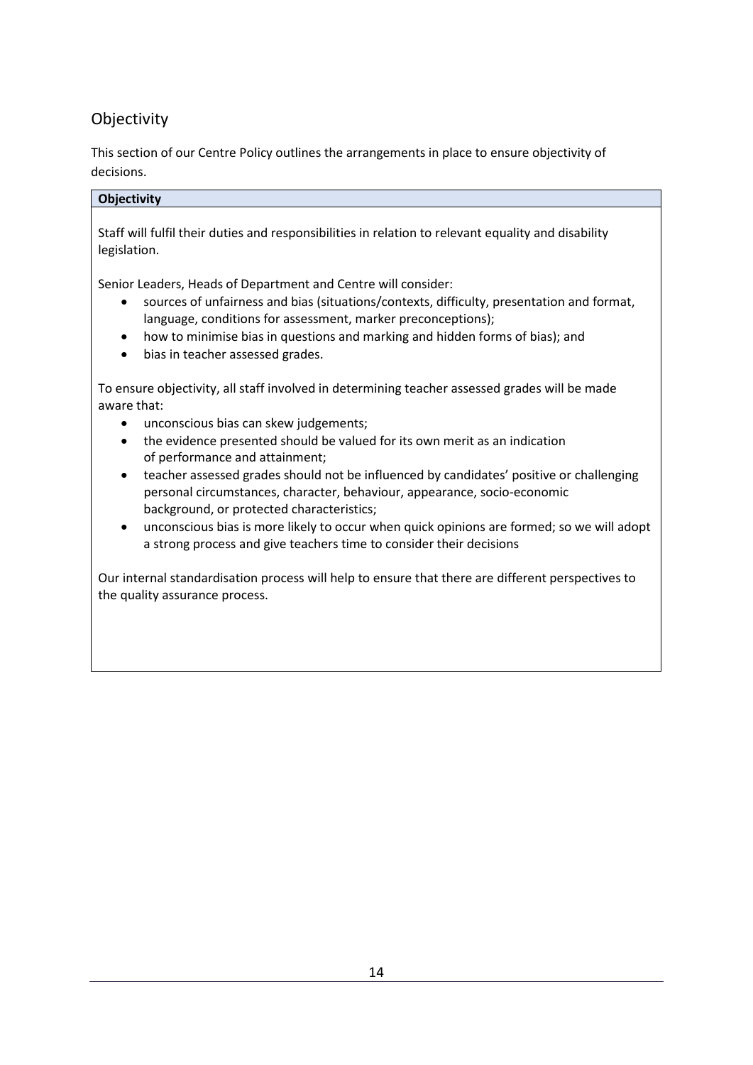## Objectivity

This section of our Centre Policy outlines the arrangements in place to ensure objectivity of decisions.

| **Objectivity** |
|---|
| Staff will fulfil their duties and responsibilities in relation to relevant equality and disability legislation.<br><br>Senior Leaders, Heads of Department and Centre will consider:<br>• sources of unfairness and bias (situations/contexts, difficulty, presentation and format, language, conditions for assessment, marker preconceptions);<br>• how to minimise bias in questions and marking and hidden forms of bias); and<br>• bias in teacher assessed grades.<br><br>To ensure objectivity, all staff involved in determining teacher assessed grades will be made aware that:<br>• unconscious bias can skew judgements;<br>• the evidence presented should be valued for its own merit as an indication of performance and attainment;<br>• teacher assessed grades should not be influenced by candidates' positive or challenging personal circumstances, character, behaviour, appearance, socio-economic background, or protected characteristics;<br>• unconscious bias is more likely to occur when quick opinions are formed; so we will adopt a strong process and give teachers time to consider their decisions<br><br>Our internal standardisation process will help to ensure that there are different perspectives to the quality assurance process. |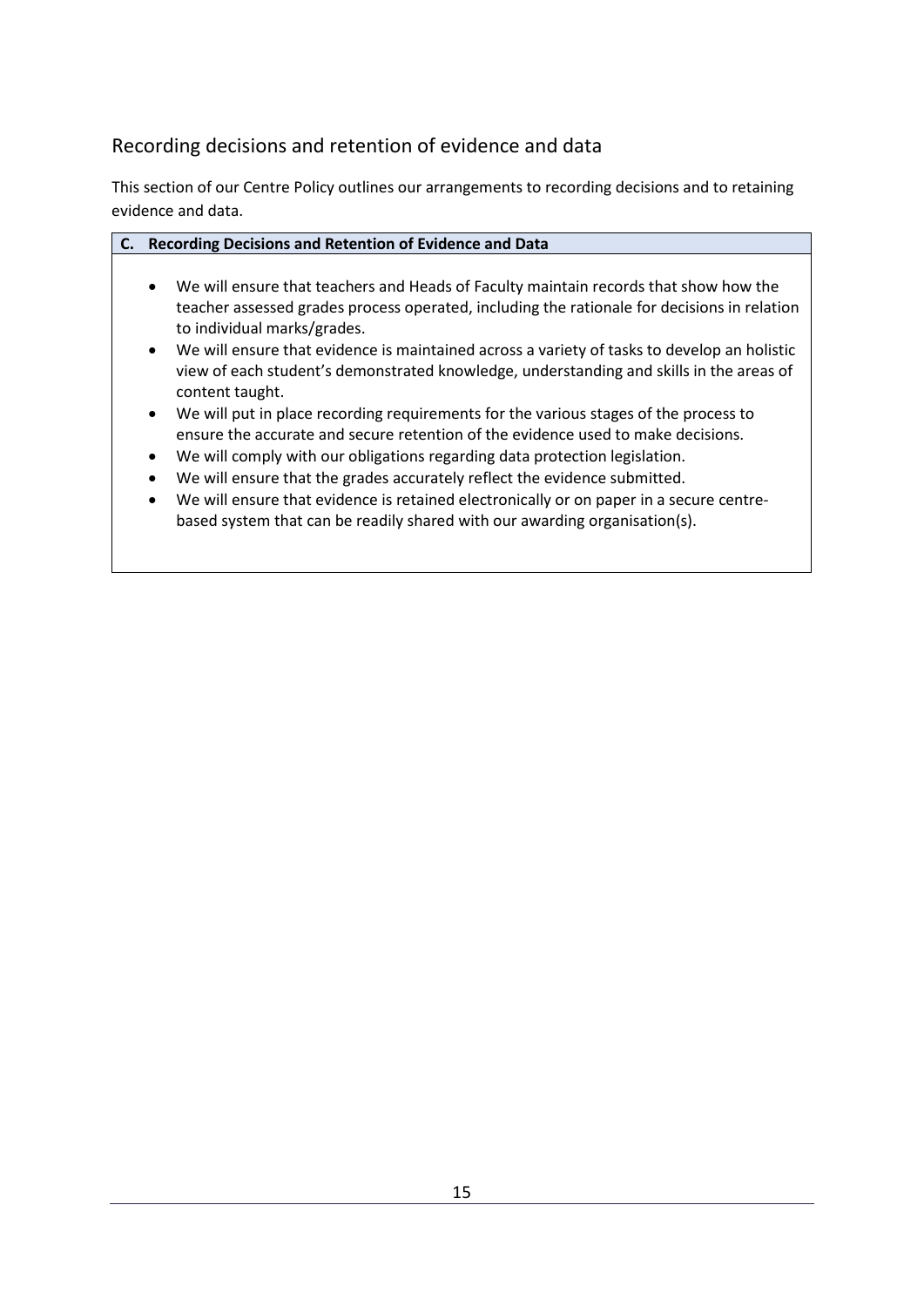## Recording decisions and retention of evidence and data

This section of our Centre Policy outlines our arrangements to recording decisions and to retaining evidence and data.

| C. Recording Decisions and Retention of Evidence and Data |
|---|
| • We will ensure that teachers and Heads of Faculty maintain records that show how the teacher assessed grades process operated, including the rationale for decisions in relation to individual marks/grades.<br>• We will ensure that evidence is maintained across a variety of tasks to develop an holistic view of each student's demonstrated knowledge, understanding and skills in the areas of content taught.<br>• We will put in place recording requirements for the various stages of the process to ensure the accurate and secure retention of the evidence used to make decisions.<br>• We will comply with our obligations regarding data protection legislation.<br>• We will ensure that the grades accurately reflect the evidence submitted.<br>• We will ensure that evidence is retained electronically or on paper in a secure centre-based system that can be readily shared with our awarding organisation(s). |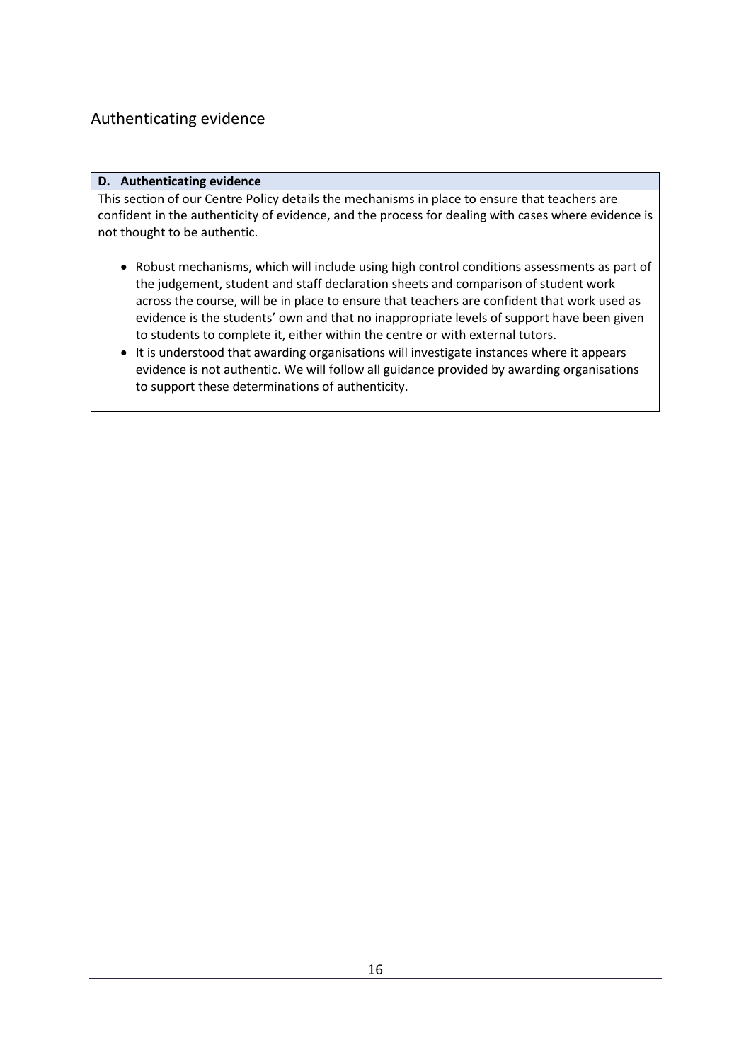## Authenticating evidence

**D. Authenticating evidence**

This section of our Centre Policy details the mechanisms in place to ensure that teachers are confident in the authenticity of evidence, and the process for dealing with cases where evidence is not thought to be authentic.

- Robust mechanisms, which will include using high control conditions assessments as part of the judgement, student and staff declaration sheets and comparison of student work across the course, will be in place to ensure that teachers are confident that work used as evidence is the students' own and that no inappropriate levels of support have been given to students to complete it, either within the centre or with external tutors.
- It is understood that awarding organisations will investigate instances where it appears evidence is not authentic. We will follow all guidance provided by awarding organisations to support these determinations of authenticity.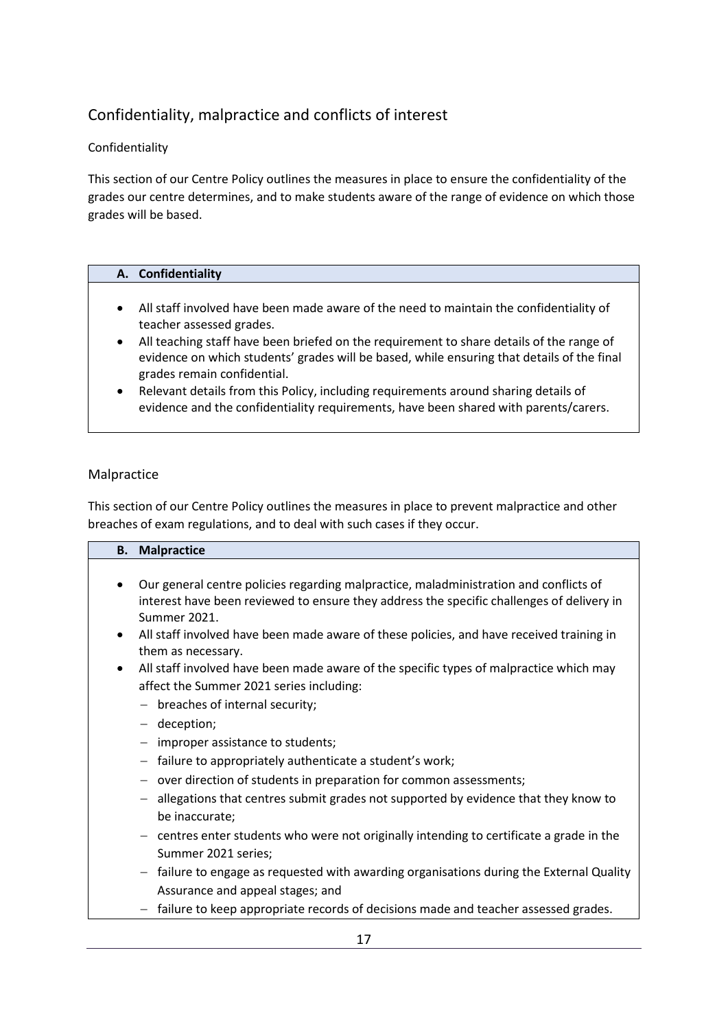## Confidentiality, malpractice and conflicts of interest

### Confidentiality

This section of our Centre Policy outlines the measures in place to ensure the confidentiality of the grades our centre determines, and to make students aware of the range of evidence on which those grades will be based.

**A. Confidentiality**

- All staff involved have been made aware of the need to maintain the confidentiality of teacher assessed grades.
- All teaching staff have been briefed on the requirement to share details of the range of evidence on which students' grades will be based, while ensuring that details of the final grades remain confidential.
- Relevant details from this Policy, including requirements around sharing details of evidence and the confidentiality requirements, have been shared with parents/carers.

### Malpractice

This section of our Centre Policy outlines the measures in place to prevent malpractice and other breaches of exam regulations, and to deal with such cases if they occur.

**B. Malpractice**

- Our general centre policies regarding malpractice, maladministration and conflicts of interest have been reviewed to ensure they address the specific challenges of delivery in Summer 2021.
- All staff involved have been made aware of these policies, and have received training in them as necessary.
- All staff involved have been made aware of the specific types of malpractice which may affect the Summer 2021 series including:
  - breaches of internal security;
  - deception;
  - improper assistance to students;
  - failure to appropriately authenticate a student's work;
  - over direction of students in preparation for common assessments;
  - allegations that centres submit grades not supported by evidence that they know to be inaccurate;
  - centres enter students who were not originally intending to certificate a grade in the Summer 2021 series;
  - failure to engage as requested with awarding organisations during the External Quality Assurance and appeal stages; and
  - failure to keep appropriate records of decisions made and teacher assessed grades.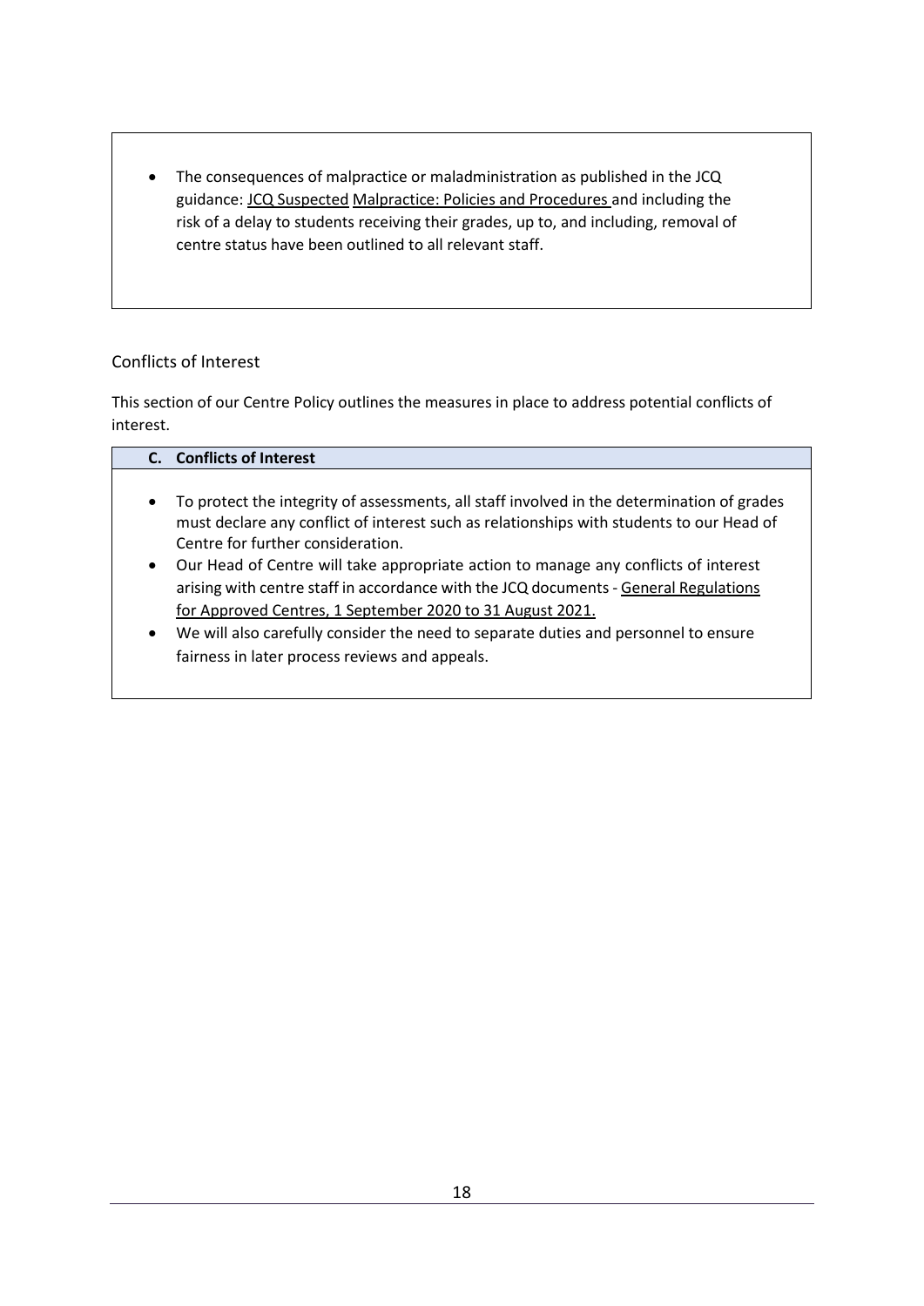- The consequences of malpractice or maladministration as published in the JCQ guidance: JCQ Suspected Malpractice: Policies and Procedures and including the risk of a delay to students receiving their grades, up to, and including, removal of centre status have been outlined to all relevant staff.

## Conflicts of Interest

This section of our Centre Policy outlines the measures in place to address potential conflicts of interest.

### C. Conflicts of Interest

- To protect the integrity of assessments, all staff involved in the determination of grades must declare any conflict of interest such as relationships with students to our Head of Centre for further consideration.
- Our Head of Centre will take appropriate action to manage any conflicts of interest arising with centre staff in accordance with the JCQ documents - General Regulations for Approved Centres, 1 September 2020 to 31 August 2021.
- We will also carefully consider the need to separate duties and personnel to ensure fairness in later process reviews and appeals.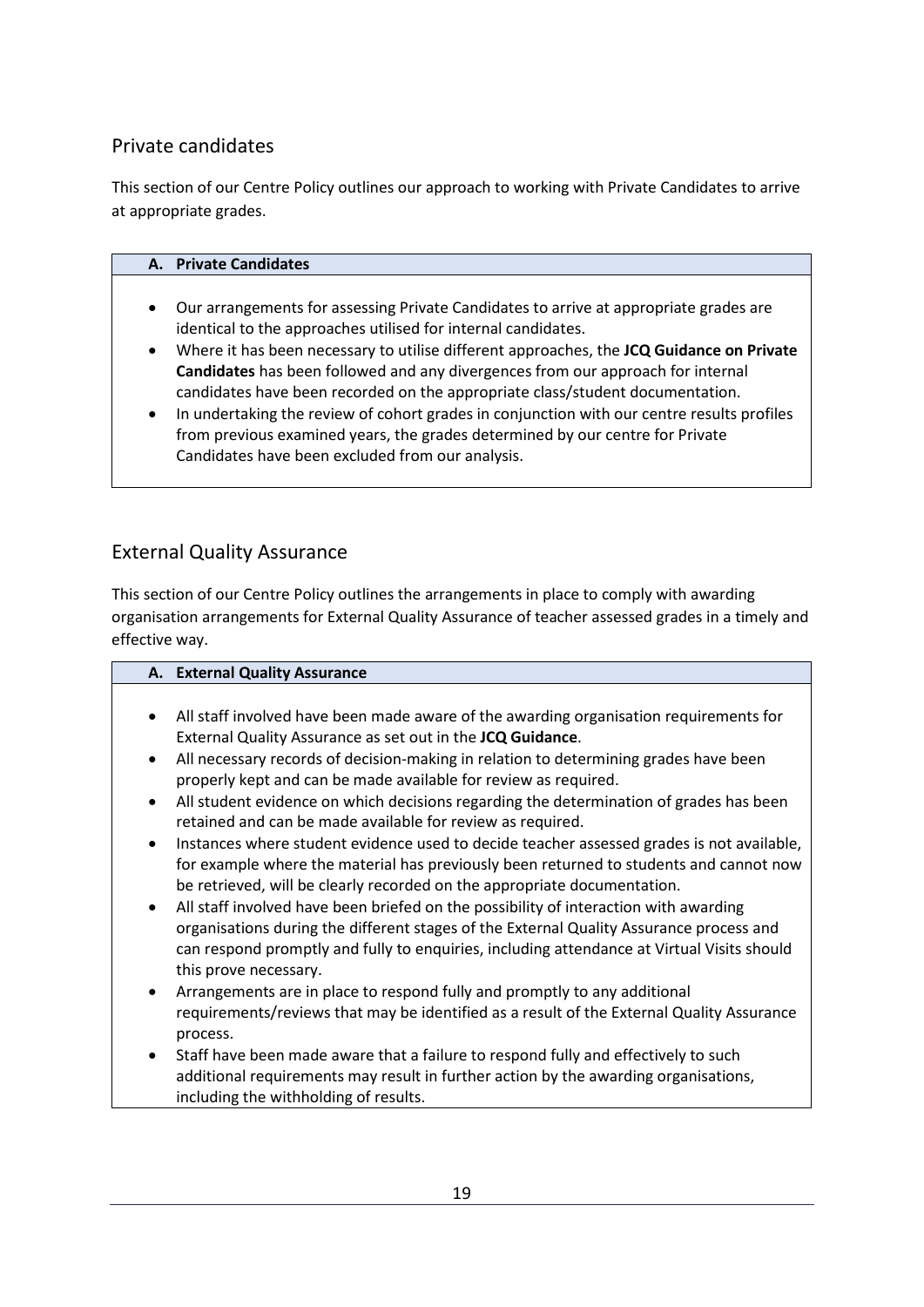## Private candidates

This section of our Centre Policy outlines our approach to working with Private Candidates to arrive at appropriate grades.

### A. Private Candidates

- Our arrangements for assessing Private Candidates to arrive at appropriate grades are identical to the approaches utilised for internal candidates.
- Where it has been necessary to utilise different approaches, the **JCQ Guidance on Private Candidates** has been followed and any divergences from our approach for internal candidates have been recorded on the appropriate class/student documentation.
- In undertaking the review of cohort grades in conjunction with our centre results profiles from previous examined years, the grades determined by our centre for Private Candidates have been excluded from our analysis.

## External Quality Assurance

This section of our Centre Policy outlines the arrangements in place to comply with awarding organisation arrangements for External Quality Assurance of teacher assessed grades in a timely and effective way.

### A. External Quality Assurance

- All staff involved have been made aware of the awarding organisation requirements for External Quality Assurance as set out in the **JCQ Guidance**.
- All necessary records of decision-making in relation to determining grades have been properly kept and can be made available for review as required.
- All student evidence on which decisions regarding the determination of grades has been retained and can be made available for review as required.
- Instances where student evidence used to decide teacher assessed grades is not available, for example where the material has previously been returned to students and cannot now be retrieved, will be clearly recorded on the appropriate documentation.
- All staff involved have been briefed on the possibility of interaction with awarding organisations during the different stages of the External Quality Assurance process and can respond promptly and fully to enquiries, including attendance at Virtual Visits should this prove necessary.
- Arrangements are in place to respond fully and promptly to any additional requirements/reviews that may be identified as a result of the External Quality Assurance process.
- Staff have been made aware that a failure to respond fully and effectively to such additional requirements may result in further action by the awarding organisations, including the withholding of results.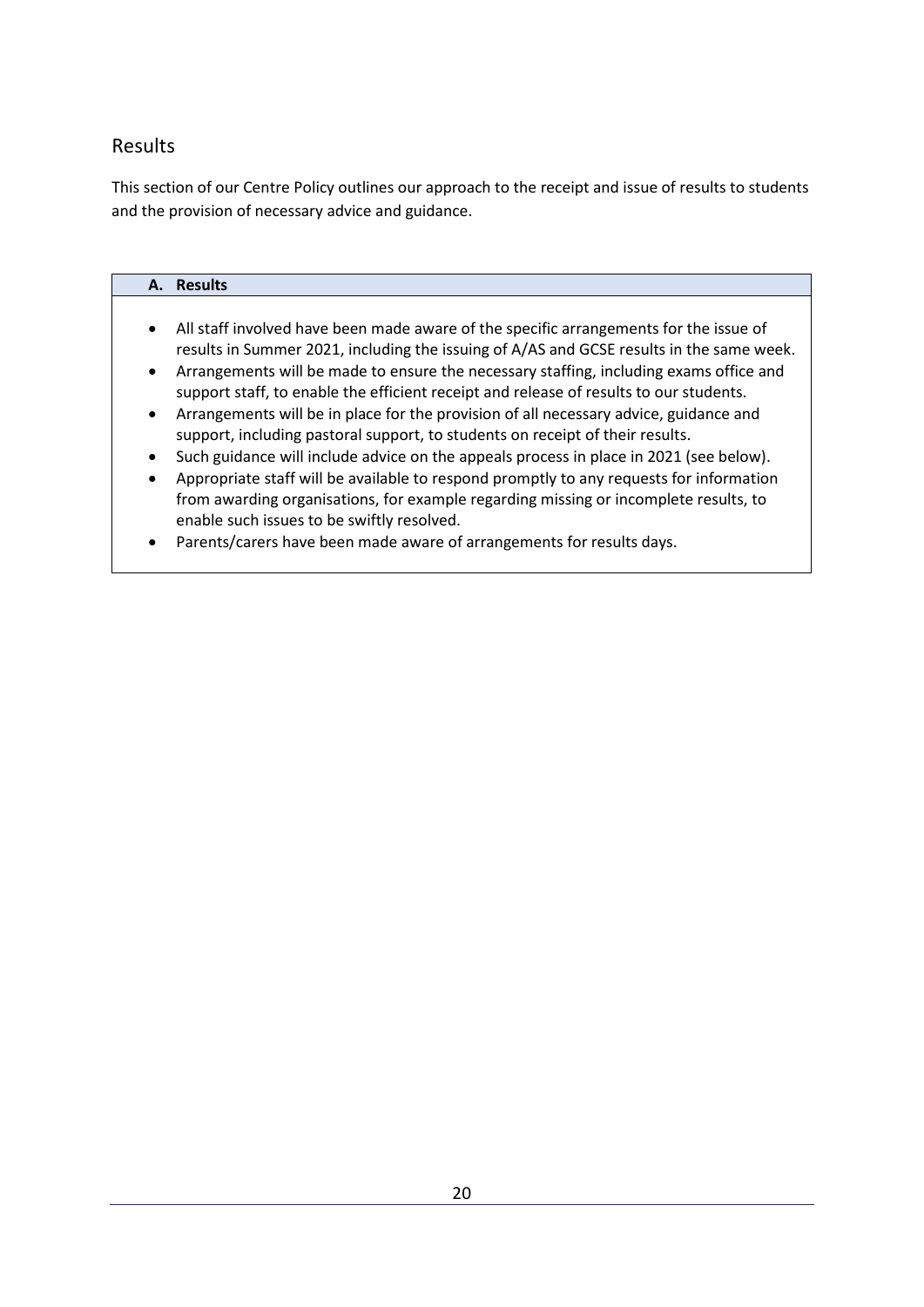## Results

This section of our Centre Policy outlines our approach to the receipt and issue of results to students and the provision of necessary advice and guidance.

| A. Results |
|---|
| • All staff involved have been made aware of the specific arrangements for the issue of results in Summer 2021, including the issuing of A/AS and GCSE results in the same week.<br>• Arrangements will be made to ensure the necessary staffing, including exams office and support staff, to enable the efficient receipt and release of results to our students.<br>• Arrangements will be in place for the provision of all necessary advice, guidance and support, including pastoral support, to students on receipt of their results.<br>• Such guidance will include advice on the appeals process in place in 2021 (see below).<br>• Appropriate staff will be available to respond promptly to any requests for information from awarding organisations, for example regarding missing or incomplete results, to enable such issues to be swiftly resolved.<br>• Parents/carers have been made aware of arrangements for results days. |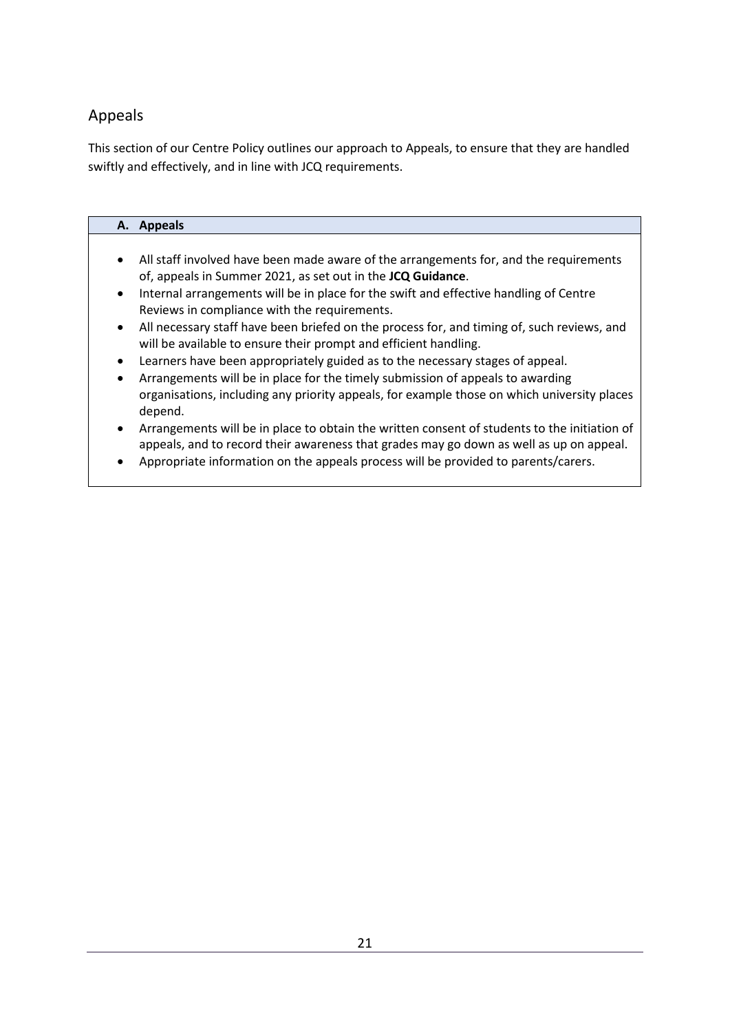## Appeals

This section of our Centre Policy outlines our approach to Appeals, to ensure that they are handled swiftly and effectively, and in line with JCQ requirements.

### A. Appeals

- All staff involved have been made aware of the arrangements for, and the requirements of, appeals in Summer 2021, as set out in the **JCQ Guidance**.
- Internal arrangements will be in place for the swift and effective handling of Centre Reviews in compliance with the requirements.
- All necessary staff have been briefed on the process for, and timing of, such reviews, and will be available to ensure their prompt and efficient handling.
- Learners have been appropriately guided as to the necessary stages of appeal.
- Arrangements will be in place for the timely submission of appeals to awarding organisations, including any priority appeals, for example those on which university places depend.
- Arrangements will be in place to obtain the written consent of students to the initiation of appeals, and to record their awareness that grades may go down as well as up on appeal.
- Appropriate information on the appeals process will be provided to parents/carers.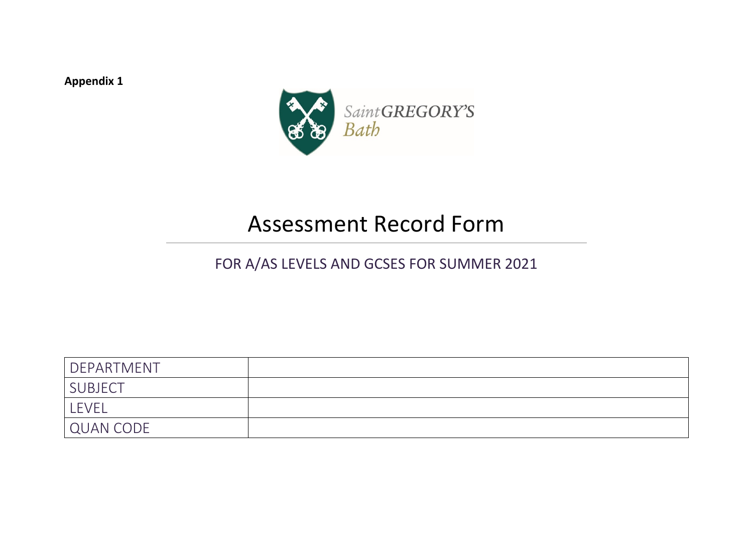**Appendix 1**

Saint GREGORY'S Bath

# Assessment Record Form

## FOR A/AS LEVELS AND GCSES FOR SUMMER 2021

| DEPARTMENT | |
|---|---|
| SUBJECT | |
| LEVEL | |
| QUAN CODE | |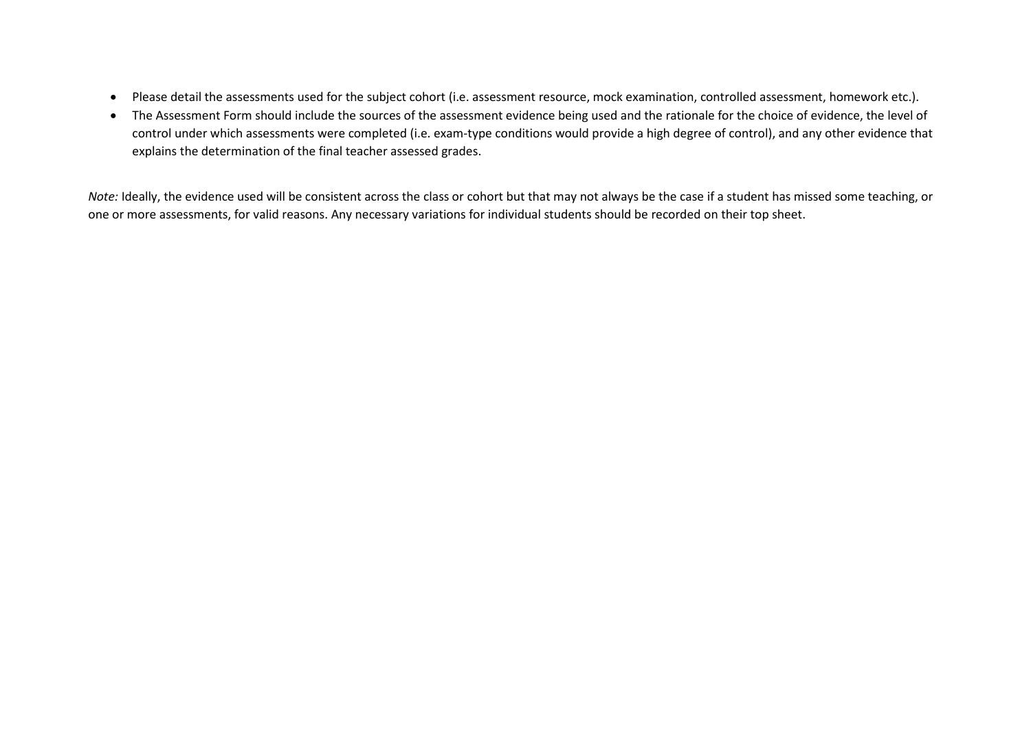- Please detail the assessments used for the subject cohort (i.e. assessment resource, mock examination, controlled assessment, homework etc.).
- The Assessment Form should include the sources of the assessment evidence being used and the rationale for the choice of evidence, the level of control under which assessments were completed (i.e. exam-type conditions would provide a high degree of control), and any other evidence that explains the determination of the final teacher assessed grades.

*Note:* Ideally, the evidence used will be consistent across the class or cohort but that may not always be the case if a student has missed some teaching, or one or more assessments, for valid reasons. Any necessary variations for individual students should be recorded on their top sheet.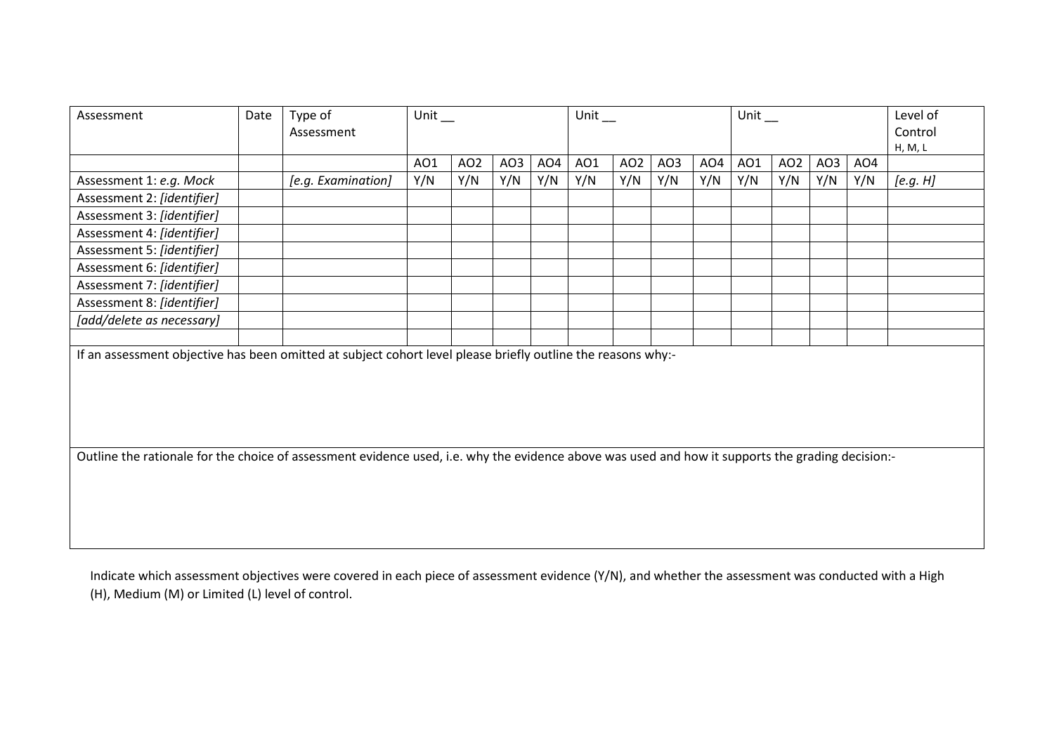| Assessment | Date | Type of Assessment | Unit __ | | | | Unit __ | | | | Unit __ | | | | Level of Control H, M, L |
|---|---|---|---|---|---|---|---|---|---|---|---|---|---|---|---|
| | | | AO1 | AO2 | AO3 | AO4 | AO1 | AO2 | AO3 | AO4 | AO1 | AO2 | AO3 | AO4 | |
| Assessment 1: *e.g. Mock* | | *[e.g. Examination]* | Y/N | Y/N | Y/N | Y/N | Y/N | Y/N | Y/N | Y/N | Y/N | Y/N | Y/N | Y/N | *[e.g. H]* |
| Assessment 2: *[identifier]* | | | | | | | | | | | | | | | |
| Assessment 3: *[identifier]* | | | | | | | | | | | | | | | |
| Assessment 4: *[identifier]* | | | | | | | | | | | | | | | |
| Assessment 5: *[identifier]* | | | | | | | | | | | | | | | |
| Assessment 6: *[identifier]* | | | | | | | | | | | | | | | |
| Assessment 7: *[identifier]* | | | | | | | | | | | | | | | |
| Assessment 8: *[identifier]* | | | | | | | | | | | | | | | |
| *[add/delete as necessary]* | | | | | | | | | | | | | | | |
| | | | | | | | | | | | | | | | |

If an assessment objective has been omitted at subject cohort level please briefly outline the reasons why:-

Outline the rationale for the choice of assessment evidence used, i.e. why the evidence above was used and how it supports the grading decision:-

Indicate which assessment objectives were covered in each piece of assessment evidence (Y/N), and whether the assessment was conducted with a High (H), Medium (M) or Limited (L) level of control.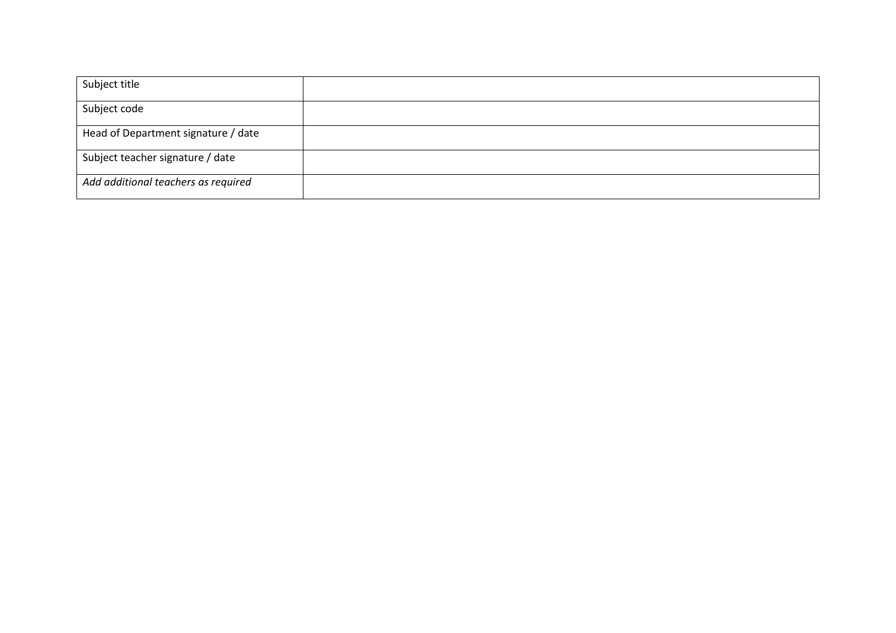| Subject title | |
|---|---|
| Subject code | |
| Head of Department signature / date | |
| Subject teacher signature / date | |
| *Add additional teachers as required* | |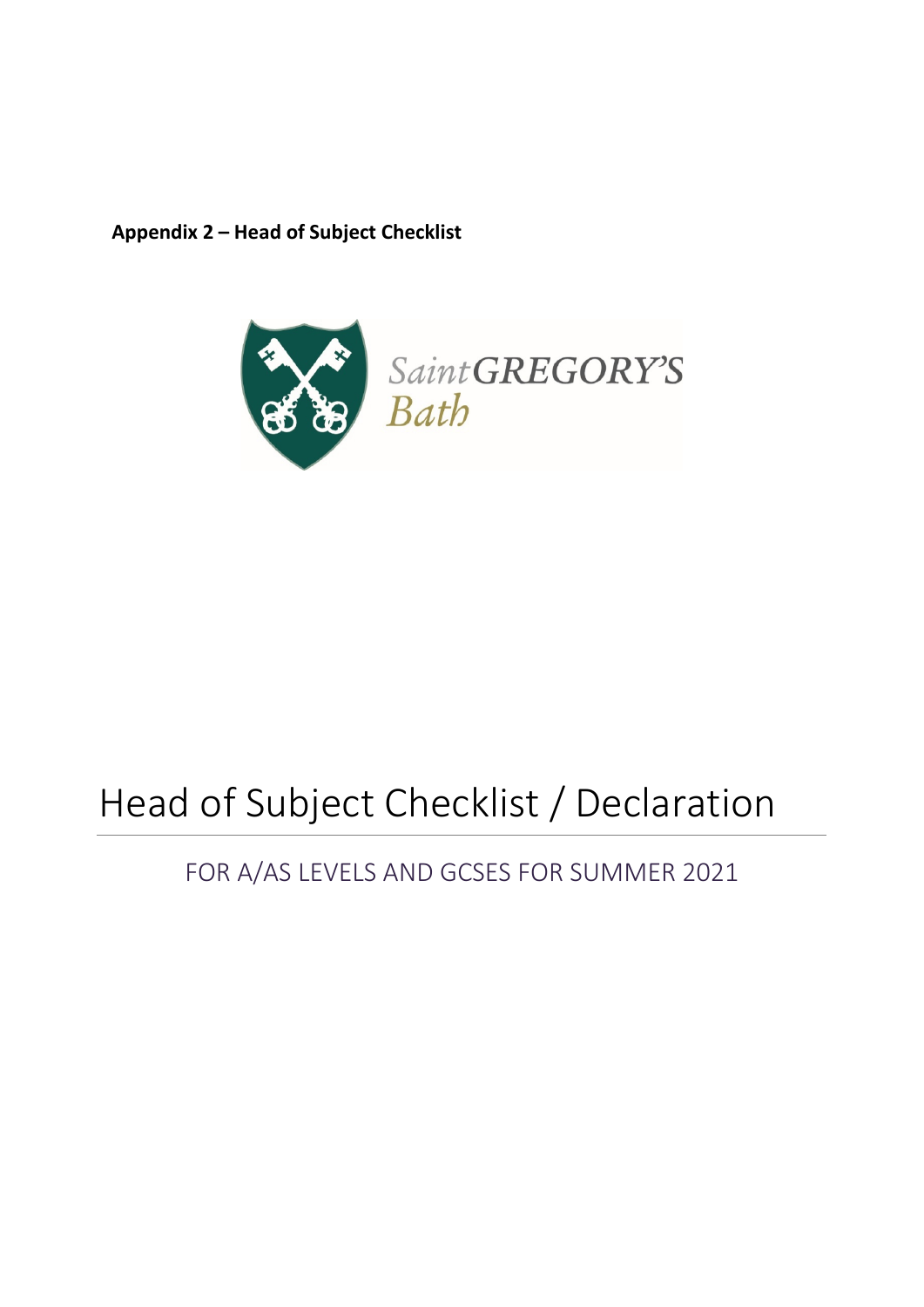**Appendix 2 – Head of Subject Checklist**

Saint GREGORY'S
Bath

# Head of Subject Checklist / Declaration

## FOR A/AS LEVELS AND GCSES FOR SUMMER 2021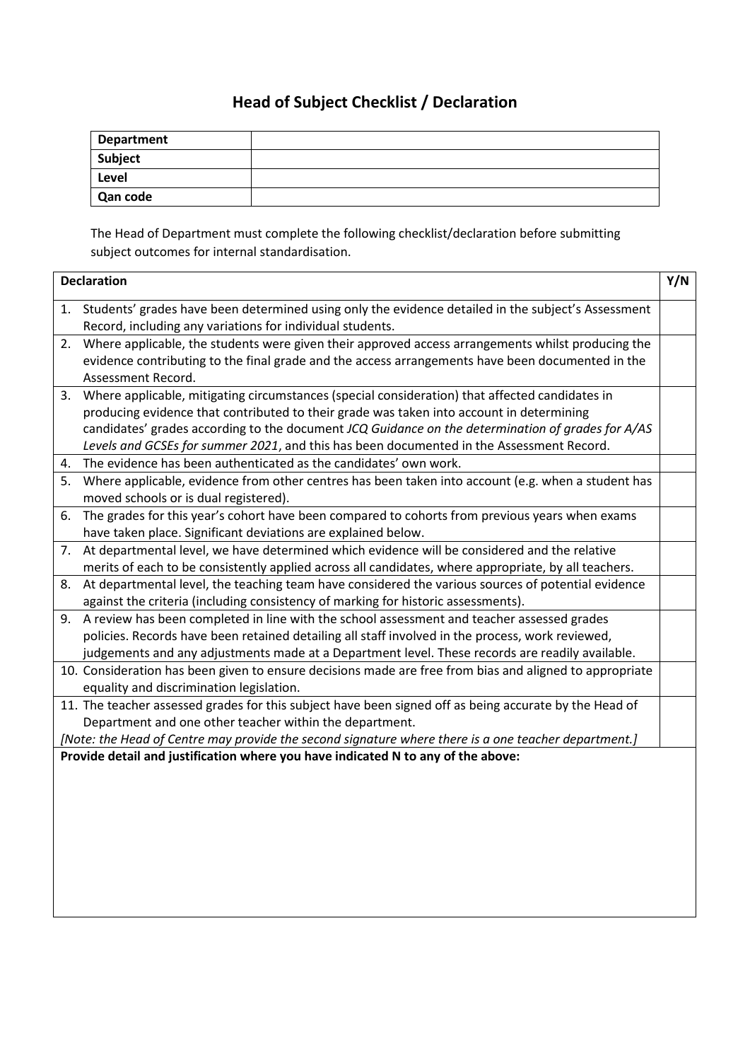# Head of Subject Checklist / Declaration

| Department | |
|---|---|
| Subject | |
| Level | |
| Qan code | |

The Head of Department must complete the following checklist/declaration before submitting subject outcomes for internal standardisation.

| Declaration | Y/N |
|---|---|
| 1. Students' grades have been determined using only the evidence detailed in the subject's Assessment Record, including any variations for individual students. | |
| 2. Where applicable, the students were given their approved access arrangements whilst producing the evidence contributing to the final grade and the access arrangements have been documented in the Assessment Record. | |
| 3. Where applicable, mitigating circumstances (special consideration) that affected candidates in producing evidence that contributed to their grade was taken into account in determining candidates' grades according to the document *JCQ Guidance on the determination of grades for A/AS Levels and GCSEs for summer 2021*, and this has been documented in the Assessment Record. | |
| 4. The evidence has been authenticated as the candidates' own work. | |
| 5. Where applicable, evidence from other centres has been taken into account (e.g. when a student has moved schools or is dual registered). | |
| 6. The grades for this year's cohort have been compared to cohorts from previous years when exams have taken place. Significant deviations are explained below. | |
| 7. At departmental level, we have determined which evidence will be considered and the relative merits of each to be consistently applied across all candidates, where appropriate, by all teachers. | |
| 8. At departmental level, the teaching team have considered the various sources of potential evidence against the criteria (including consistency of marking for historic assessments). | |
| 9. A review has been completed in line with the school assessment and teacher assessed grades policies. Records have been retained detailing all staff involved in the process, work reviewed, judgements and any adjustments made at a Department level. These records are readily available. | |
| 10. Consideration has been given to ensure decisions made are free from bias and aligned to appropriate equality and discrimination legislation. | |
| 11. The teacher assessed grades for this subject have been signed off as being accurate by the Head of Department and one other teacher within the department. *[Note: the Head of Centre may provide the second signature where there is a one teacher department.]* | |

**Provide detail and justification where you have indicated N to any of the above:**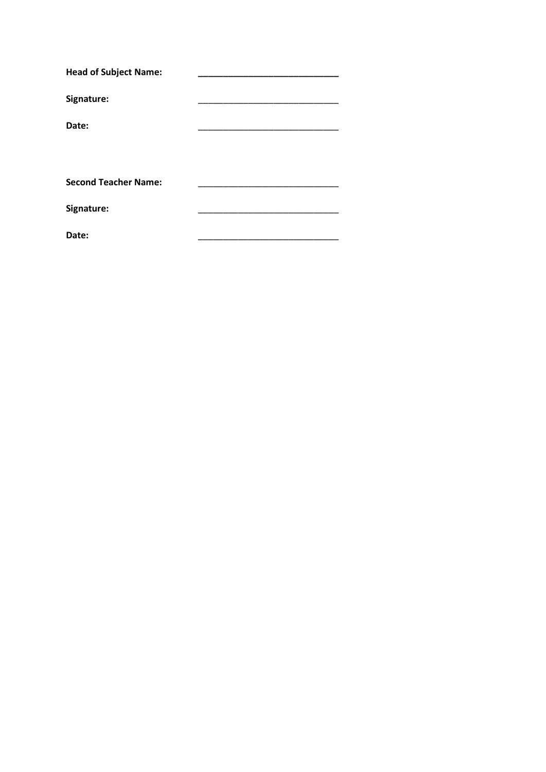**Head of Subject Name:** ____________________________

**Signature:** ____________________________

**Date:** ____________________________

**Second Teacher Name:** ____________________________

**Signature:** ____________________________

**Date:** ____________________________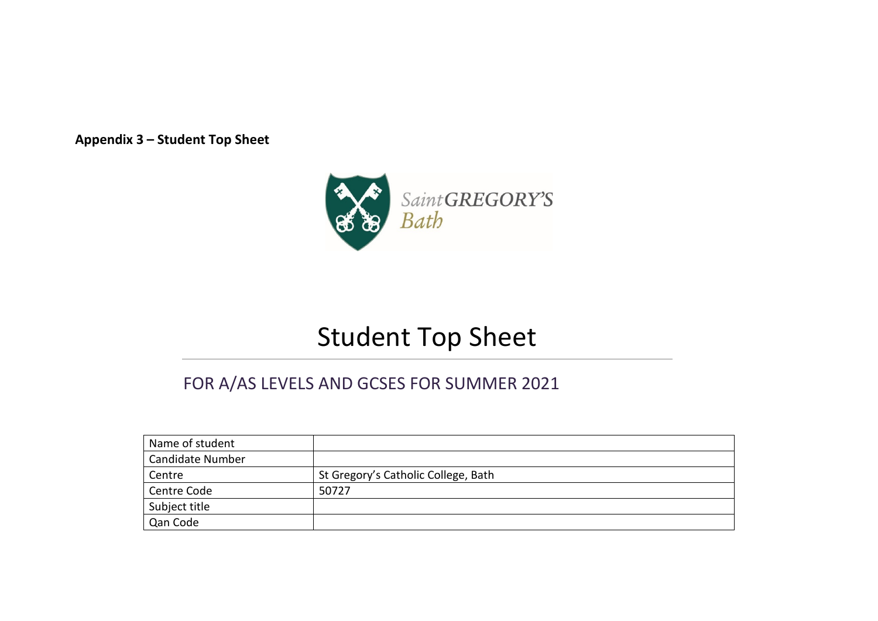**Appendix 3 – Student Top Sheet**

# Student Top Sheet

## FOR A/AS LEVELS AND GCSES FOR SUMMER 2021

| Name of student | |
|---|---|
| Candidate Number | |
| Centre | St Gregory's Catholic College, Bath |
| Centre Code | 50727 |
| Subject title | |
| Qan Code | |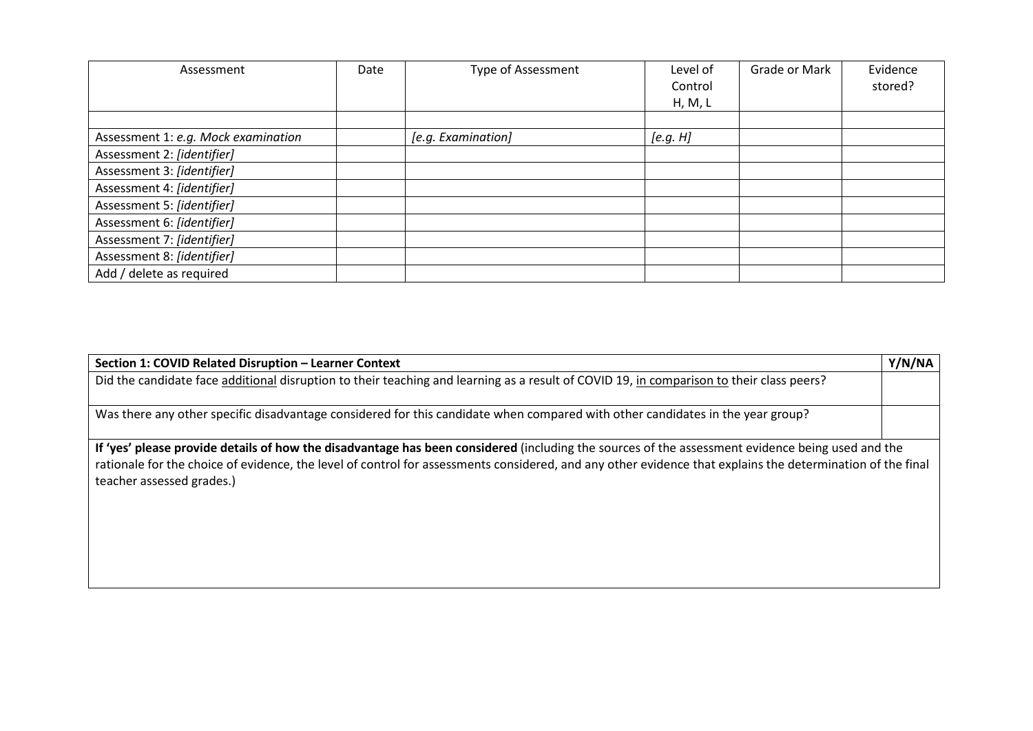| Assessment | Date | Type of Assessment | Level of Control H, M, L | Grade or Mark | Evidence stored? |
|---|---|---|---|---|---|
| | | | | | |
| Assessment 1: *e.g. Mock examination* | | *[e.g. Examination]* | *[e.g. H]* | | |
| Assessment 2: *[identifier]* | | | | | |
| Assessment 3: *[identifier]* | | | | | |
| Assessment 4: *[identifier]* | | | | | |
| Assessment 5: *[identifier]* | | | | | |
| Assessment 6: *[identifier]* | | | | | |
| Assessment 7: *[identifier]* | | | | | |
| Assessment 8: *[identifier]* | | | | | |
| Add / delete as required | | | | | |

| **Section 1: COVID Related Disruption – Learner Context** | **Y/N/NA** |
|---|---|
| Did the candidate face <u>additional</u> disruption to their teaching and learning as a result of COVID 19, <u>in comparison to</u> their class peers? | |
| Was there any other specific disadvantage considered for this candidate when compared with other candidates in the year group? | |
| **If 'yes' please provide details of how the disadvantage has been considered** (including the sources of the assessment evidence being used and the rationale for the choice of evidence, the level of control for assessments considered, and any other evidence that explains the determination of the final teacher assessed grades.) | |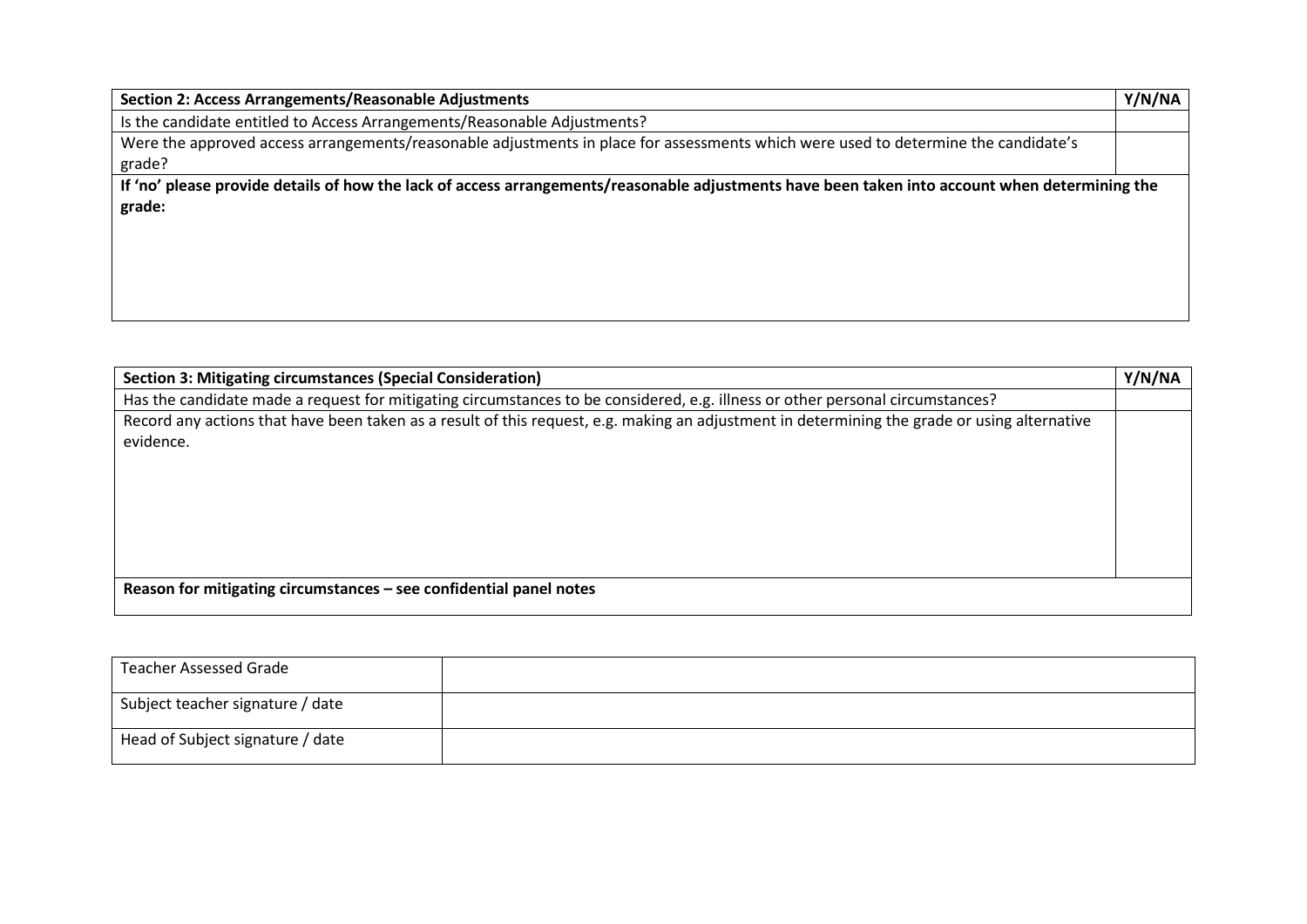| Section 2: Access Arrangements/Reasonable Adjustments | Y/N/NA |
| --- | --- |
| Is the candidate entitled to Access Arrangements/Reasonable Adjustments? | |
| Were the approved access arrangements/reasonable adjustments in place for assessments which were used to determine the candidate's grade? | |
| **If 'no' please provide details of how the lack of access arrangements/reasonable adjustments have been taken into account when determining the grade:** | |

| Section 3: Mitigating circumstances (Special Consideration) | Y/N/NA |
| --- | --- |
| Has the candidate made a request for mitigating circumstances to be considered, e.g. illness or other personal circumstances? | |
| Record any actions that have been taken as a result of this request, e.g. making an adjustment in determining the grade or using alternative evidence. | |
| **Reason for mitigating circumstances – see confidential panel notes** | |

| Teacher Assessed Grade | |
| --- | --- |
| Subject teacher signature / date | |
| Head of Subject signature / date | |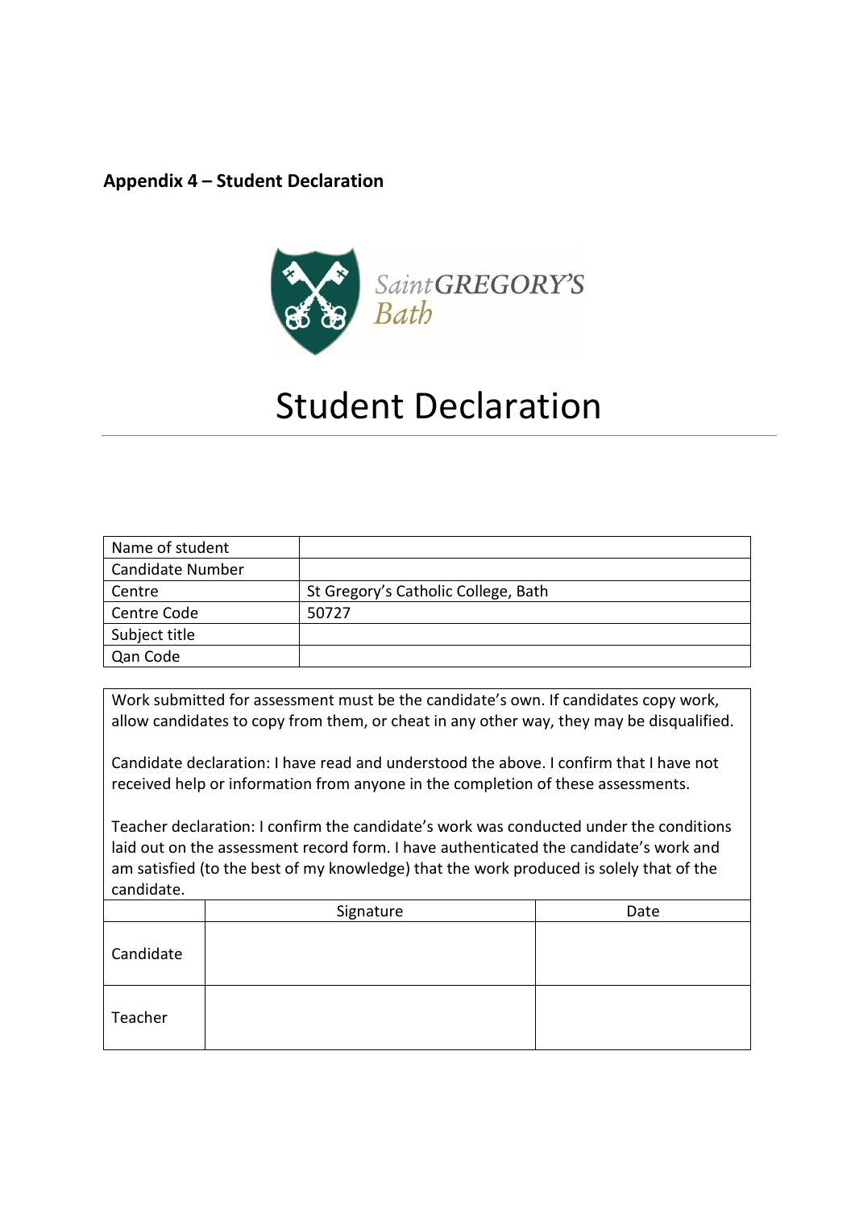**Appendix 4 – Student Declaration**

Saint GREGORY'S
Bath

# Student Declaration

| | |
|---|---|
| Name of student | |
| Candidate Number | |
| Centre | St Gregory's Catholic College, Bath |
| Centre Code | 50727 |
| Subject title | |
| Qan Code | |

Work submitted for assessment must be the candidate's own. If candidates copy work, allow candidates to copy from them, or cheat in any other way, they may be disqualified.

Candidate declaration: I have read and understood the above. I confirm that I have not received help or information from anyone in the completion of these assessments.

Teacher declaration: I confirm the candidate's work was conducted under the conditions laid out on the assessment record form. I have authenticated the candidate's work and am satisfied (to the best of my knowledge) that the work produced is solely that of the candidate.

| | Signature | Date |
|---|---|---|
| Candidate | | |
| Teacher | | |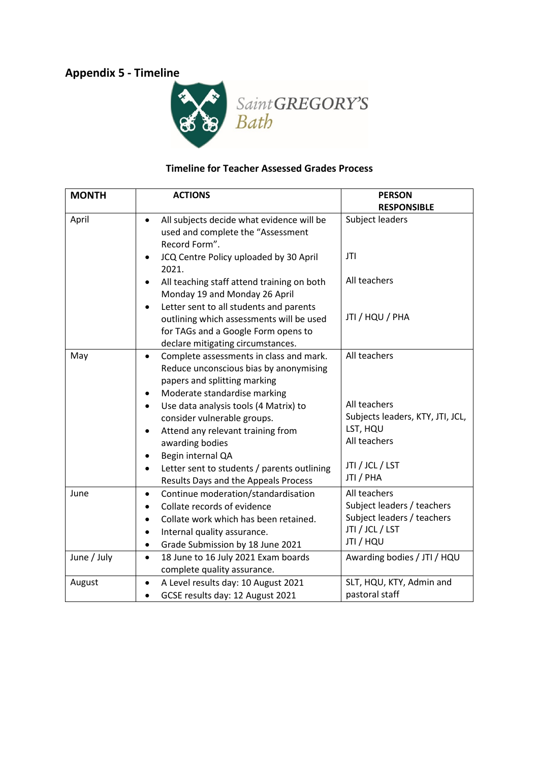## Appendix 5 - Timeline

Saint GREGORY'S Bath

**Timeline for Teacher Assessed Grades Process**

| MONTH | ACTIONS | PERSON RESPONSIBLE |
|---|---|---|
| April | • All subjects decide what evidence will be used and complete the "Assessment Record Form".<br>• JCQ Centre Policy uploaded by 30 April 2021.<br>• All teaching staff attend training on both Monday 19 and Monday 26 April<br>• Letter sent to all students and parents outlining which assessments will be used for TAGs and a Google Form opens to declare mitigating circumstances. | Subject leaders<br><br>JTI<br><br>All teachers<br><br>JTI / HQU / PHA |
| May | • Complete assessments in class and mark. Reduce unconscious bias by anonymising papers and splitting marking<br>• Moderate standardise marking<br>• Use data analysis tools (4 Matrix) to consider vulnerable groups.<br>• Attend any relevant training from awarding bodies<br>• Begin internal QA<br>• Letter sent to students / parents outlining Results Days and the Appeals Process | All teachers<br><br>All teachers<br>Subjects leaders, KTY, JTI, JCL, LST, HQU<br>All teachers<br><br>JTI / JCL / LST<br>JTI / PHA |
| June | • Continue moderation/standardisation<br>• Collate records of evidence<br>• Collate work which has been retained.<br>• Internal quality assurance.<br>• Grade Submission by 18 June 2021 | All teachers<br>Subject leaders / teachers<br>Subject leaders / teachers<br>JTI / JCL / LST<br>JTI / HQU |
| June / July | • 18 June to 16 July 2021 Exam boards complete quality assurance. | Awarding bodies / JTI / HQU |
| August | • A Level results day: 10 August 2021<br>• GCSE results day: 12 August 2021 | SLT, HQU, KTY, Admin and pastoral staff |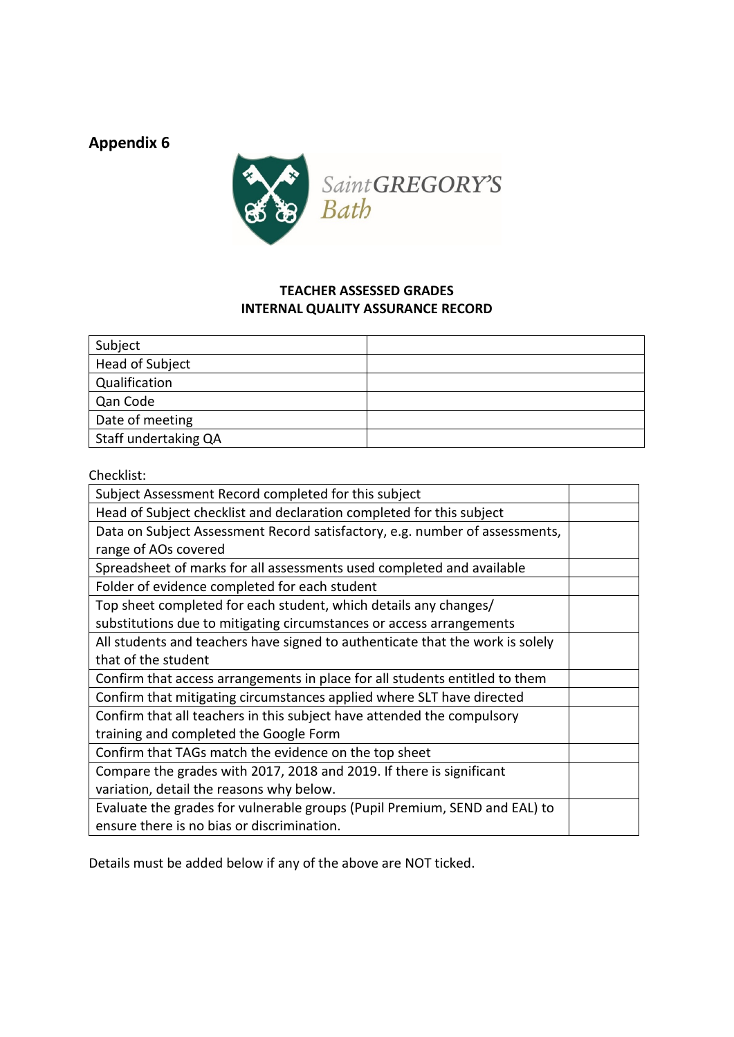**Appendix 6**

SaintGREGORY'S
Bath

**TEACHER ASSESSED GRADES**
**INTERNAL QUALITY ASSURANCE RECORD**

| | |
|---|---|
| Subject | |
| Head of Subject | |
| Qualification | |
| Qan Code | |
| Date of meeting | |
| Staff undertaking QA | |

Checklist:

| | |
|---|---|
| Subject Assessment Record completed for this subject | |
| Head of Subject checklist and declaration completed for this subject | |
| Data on Subject Assessment Record satisfactory, e.g. number of assessments, range of AOs covered | |
| Spreadsheet of marks for all assessments used completed and available | |
| Folder of evidence completed for each student | |
| Top sheet completed for each student, which details any changes/ substitutions due to mitigating circumstances or access arrangements | |
| All students and teachers have signed to authenticate that the work is solely that of the student | |
| Confirm that access arrangements in place for all students entitled to them | |
| Confirm that mitigating circumstances applied where SLT have directed | |
| Confirm that all teachers in this subject have attended the compulsory training and completed the Google Form | |
| Confirm that TAGs match the evidence on the top sheet | |
| Compare the grades with 2017, 2018 and 2019. If there is significant variation, detail the reasons why below. | |
| Evaluate the grades for vulnerable groups (Pupil Premium, SEND and EAL) to ensure there is no bias or discrimination. | |

Details must be added below if any of the above are NOT ticked.